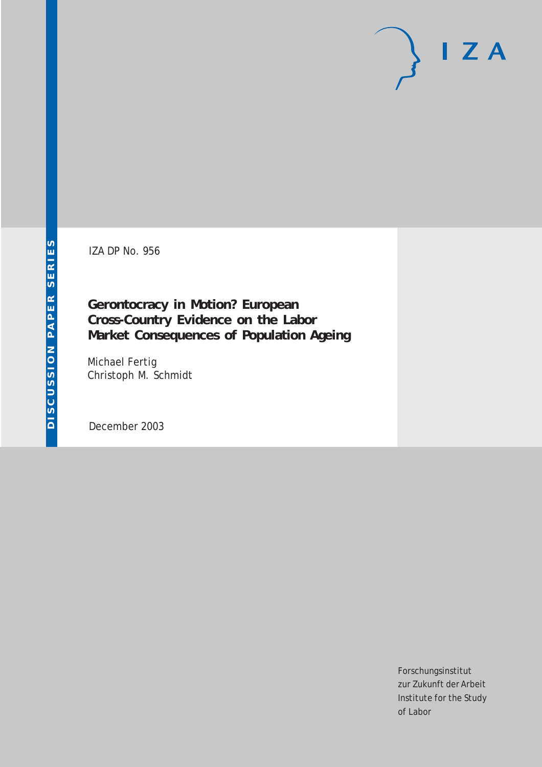IZA

DISCUSSION PAPER SERIES

IZA DP No. 956

# Gerontocracy in Motion? European Cross-Country Evidence on the Labor Market Consequences of Population Ageing

Michael Fertig
Christoph M. Schmidt

December 2003

Forschungsinstitut
zur Zukunft der Arbeit
Institute for the Study
of Labor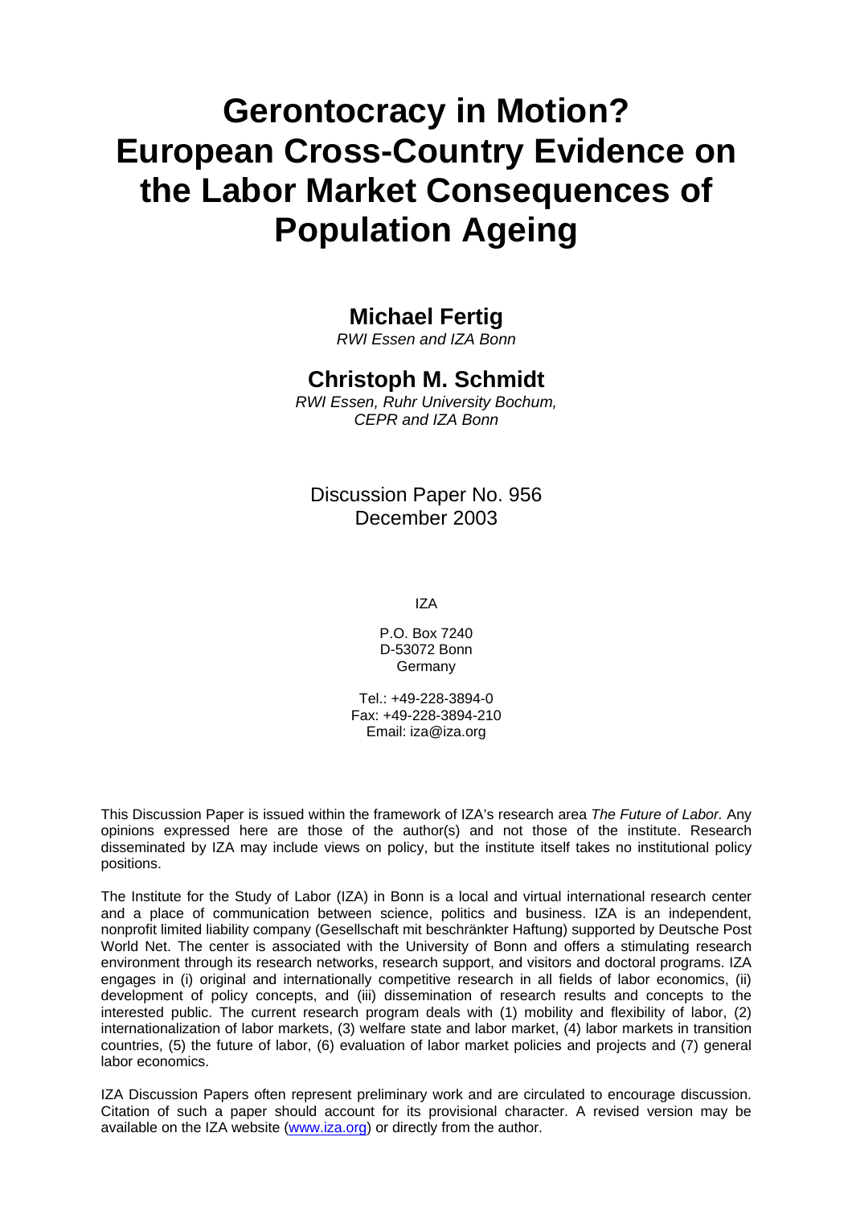# Gerontocracy in Motion? European Cross-Country Evidence on the Labor Market Consequences of Population Ageing

## Michael Fertig

*RWI Essen and IZA Bonn*

## Christoph M. Schmidt

*RWI Essen, Ruhr University Bochum, CEPR and IZA Bonn*

Discussion Paper No. 956
December 2003

IZA

P.O. Box 7240
D-53072 Bonn
Germany

Tel.: +49-228-3894-0
Fax: +49-228-3894-210
Email: iza@iza.org

This Discussion Paper is issued within the framework of IZA's research area *The Future of Labor.* Any opinions expressed here are those of the author(s) and not those of the institute. Research disseminated by IZA may include views on policy, but the institute itself takes no institutional policy positions.

The Institute for the Study of Labor (IZA) in Bonn is a local and virtual international research center and a place of communication between science, politics and business. IZA is an independent, nonprofit limited liability company (Gesellschaft mit beschränkter Haftung) supported by Deutsche Post World Net. The center is associated with the University of Bonn and offers a stimulating research environment through its research networks, research support, and visitors and doctoral programs. IZA engages in (i) original and internationally competitive research in all fields of labor economics, (ii) development of policy concepts, and (iii) dissemination of research results and concepts to the interested public. The current research program deals with (1) mobility and flexibility of labor, (2) internationalization of labor markets, (3) welfare state and labor market, (4) labor markets in transition countries, (5) the future of labor, (6) evaluation of labor market policies and projects and (7) general labor economics.

IZA Discussion Papers often represent preliminary work and are circulated to encourage discussion. Citation of such a paper should account for its provisional character. A revised version may be available on the IZA website (www.iza.org) or directly from the author.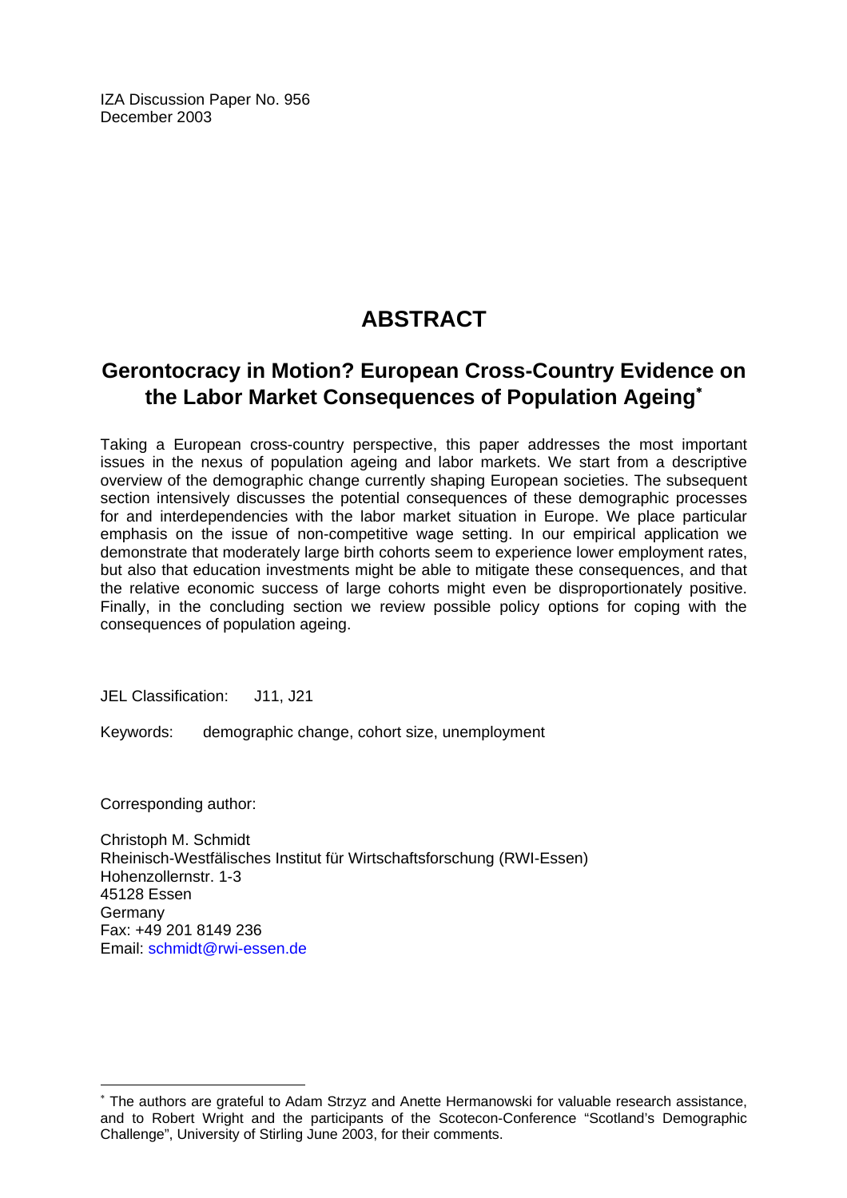IZA Discussion Paper No. 956
December 2003

# ABSTRACT

## Gerontocracy in Motion? European Cross-Country Evidence on the Labor Market Consequences of Population Ageing[*]

Taking a European cross-country perspective, this paper addresses the most important issues in the nexus of population ageing and labor markets. We start from a descriptive overview of the demographic change currently shaping European societies. The subsequent section intensively discusses the potential consequences of these demographic processes for and interdependencies with the labor market situation in Europe. We place particular emphasis on the issue of non-competitive wage setting. In our empirical application we demonstrate that moderately large birth cohorts seem to experience lower employment rates, but also that education investments might be able to mitigate these consequences, and that the relative economic success of large cohorts might even be disproportionately positive. Finally, in the concluding section we review possible policy options for coping with the consequences of population ageing.

JEL Classification: J11, J21

Keywords: demographic change, cohort size, unemployment

Corresponding author:

Christoph M. Schmidt
Rheinisch-Westfälisches Institut für Wirtschaftsforschung (RWI-Essen)
Hohenzollernstr. 1-3
45128 Essen
Germany
Fax: +49 201 8149 236
Email: schmidt@rwi-essen.de

---

[*] The authors are grateful to Adam Strzyz and Anette Hermanowski for valuable research assistance, and to Robert Wright and the participants of the Scotecon-Conference "Scotland's Demographic Challenge", University of Stirling June 2003, for their comments.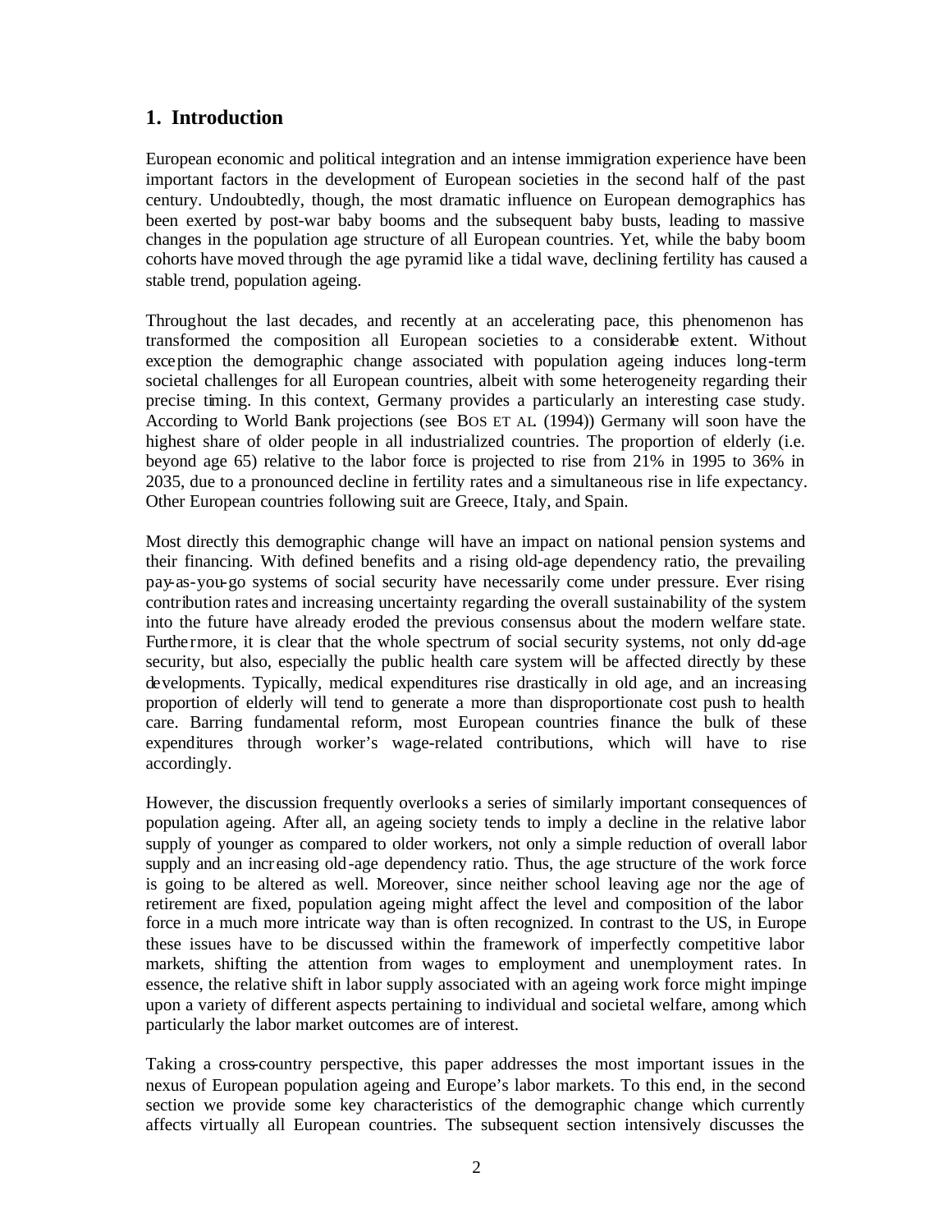## 1. Introduction

European economic and political integration and an intense immigration experience have been important factors in the development of European societies in the second half of the past century. Undoubtedly, though, the most dramatic influence on European demographics has been exerted by post-war baby booms and the subsequent baby busts, leading to massive changes in the population age structure of all European countries. Yet, while the baby boom cohorts have moved through the age pyramid like a tidal wave, declining fertility has caused a stable trend, population ageing.

Throughout the last decades, and recently at an accelerating pace, this phenomenon has transformed the composition all European societies to a considerable extent. Without exception the demographic change associated with population ageing induces long-term societal challenges for all European countries, albeit with some heterogeneity regarding their precise timing. In this context, Germany provides a particularly an interesting case study. According to World Bank projections (see BOS ET AL. (1994)) Germany will soon have the highest share of older people in all industrialized countries. The proportion of elderly (i.e. beyond age 65) relative to the labor force is projected to rise from 21% in 1995 to 36% in 2035, due to a pronounced decline in fertility rates and a simultaneous rise in life expectancy. Other European countries following suit are Greece, Italy, and Spain.

Most directly this demographic change will have an impact on national pension systems and their financing. With defined benefits and a rising old-age dependency ratio, the prevailing pay-as-you-go systems of social security have necessarily come under pressure. Ever rising contribution rates and increasing uncertainty regarding the overall sustainability of the system into the future have already eroded the previous consensus about the modern welfare state. Furthermore, it is clear that the whole spectrum of social security systems, not only old-age security, but also, especially the public health care system will be affected directly by these developments. Typically, medical expenditures rise drastically in old age, and an increasing proportion of elderly will tend to generate a more than disproportionate cost push to health care. Barring fundamental reform, most European countries finance the bulk of these expenditures through worker's wage-related contributions, which will have to rise accordingly.

However, the discussion frequently overlooks a series of similarly important consequences of population ageing. After all, an ageing society tends to imply a decline in the relative labor supply of younger as compared to older workers, not only a simple reduction of overall labor supply and an increasing old-age dependency ratio. Thus, the age structure of the work force is going to be altered as well. Moreover, since neither school leaving age nor the age of retirement are fixed, population ageing might affect the level and composition of the labor force in a much more intricate way than is often recognized. In contrast to the US, in Europe these issues have to be discussed within the framework of imperfectly competitive labor markets, shifting the attention from wages to employment and unemployment rates. In essence, the relative shift in labor supply associated with an ageing work force might impinge upon a variety of different aspects pertaining to individual and societal welfare, among which particularly the labor market outcomes are of interest.

Taking a cross-country perspective, this paper addresses the most important issues in the nexus of European population ageing and Europe's labor markets. To this end, in the second section we provide some key characteristics of the demographic change which currently affects virtually all European countries. The subsequent section intensively discusses the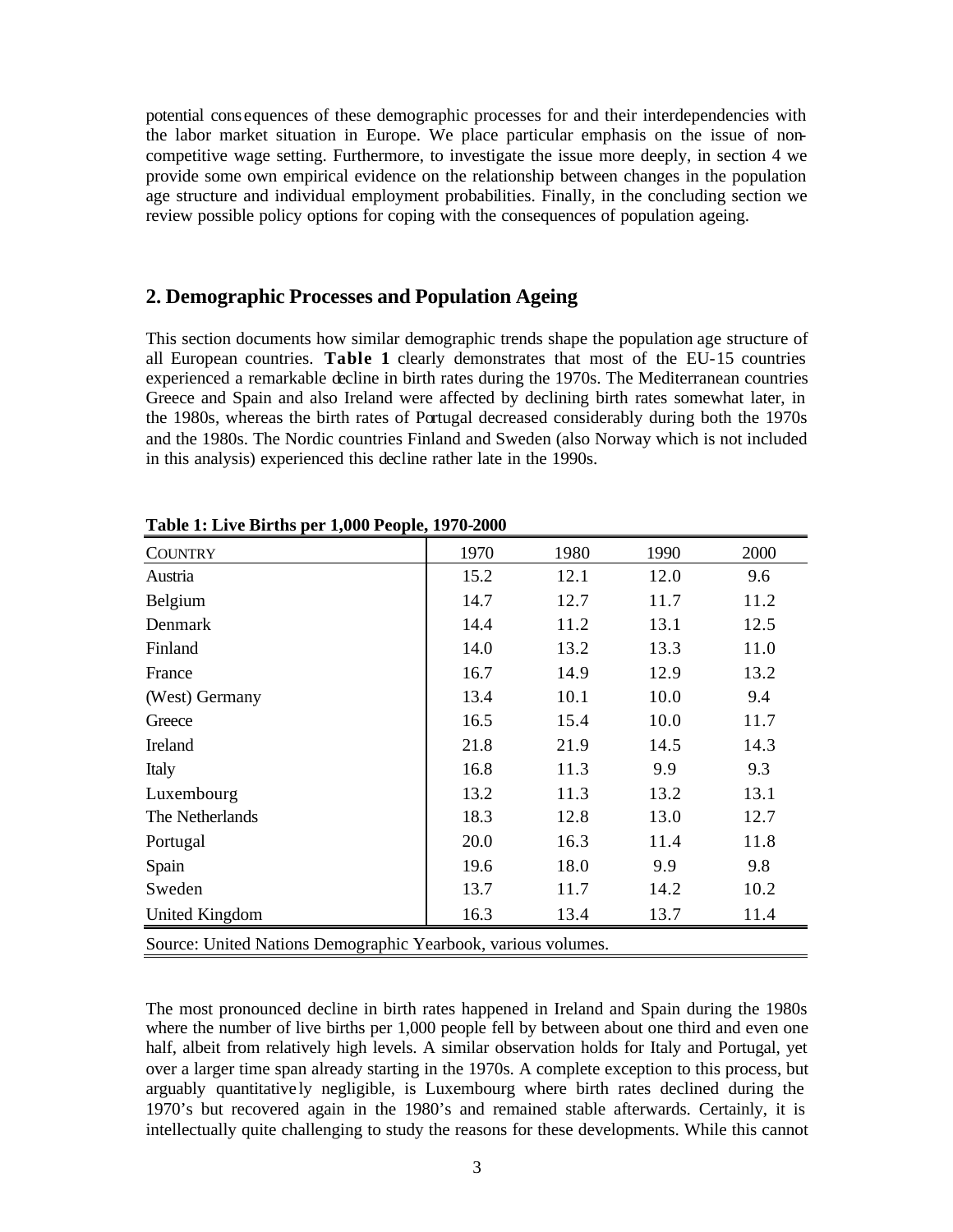potential consequences of these demographic processes for and their interdependencies with the labor market situation in Europe. We place particular emphasis on the issue of non-competitive wage setting. Furthermore, to investigate the issue more deeply, in section 4 we provide some own empirical evidence on the relationship between changes in the population age structure and individual employment probabilities. Finally, in the concluding section we review possible policy options for coping with the consequences of population ageing.

## 2. Demographic Processes and Population Ageing

This section documents how similar demographic trends shape the population age structure of all European countries. **Table 1** clearly demonstrates that most of the EU-15 countries experienced a remarkable decline in birth rates during the 1970s. The Mediterranean countries Greece and Spain and also Ireland were affected by declining birth rates somewhat later, in the 1980s, whereas the birth rates of Portugal decreased considerably during both the 1970s and the 1980s. The Nordic countries Finland and Sweden (also Norway which is not included in this analysis) experienced this decline rather late in the 1990s.

**Table 1: Live Births per 1,000 People, 1970-2000**

| COUNTRY | 1970 | 1980 | 1990 | 2000 |
|---|---|---|---|---|
| Austria | 15.2 | 12.1 | 12.0 | 9.6 |
| Belgium | 14.7 | 12.7 | 11.7 | 11.2 |
| Denmark | 14.4 | 11.2 | 13.1 | 12.5 |
| Finland | 14.0 | 13.2 | 13.3 | 11.0 |
| France | 16.7 | 14.9 | 12.9 | 13.2 |
| (West) Germany | 13.4 | 10.1 | 10.0 | 9.4 |
| Greece | 16.5 | 15.4 | 10.0 | 11.7 |
| Ireland | 21.8 | 21.9 | 14.5 | 14.3 |
| Italy | 16.8 | 11.3 | 9.9 | 9.3 |
| Luxembourg | 13.2 | 11.3 | 13.2 | 13.1 |
| The Netherlands | 18.3 | 12.8 | 13.0 | 12.7 |
| Portugal | 20.0 | 16.3 | 11.4 | 11.8 |
| Spain | 19.6 | 18.0 | 9.9 | 9.8 |
| Sweden | 13.7 | 11.7 | 14.2 | 10.2 |
| United Kingdom | 16.3 | 13.4 | 13.7 | 11.4 |

Source: United Nations Demographic Yearbook, various volumes.

The most pronounced decline in birth rates happened in Ireland and Spain during the 1980s where the number of live births per 1,000 people fell by between about one third and even one half, albeit from relatively high levels. A similar observation holds for Italy and Portugal, yet over a larger time span already starting in the 1970s. A complete exception to this process, but arguably quantitatively negligible, is Luxembourg where birth rates declined during the 1970's but recovered again in the 1980's and remained stable afterwards. Certainly, it is intellectually quite challenging to study the reasons for these developments. While this cannot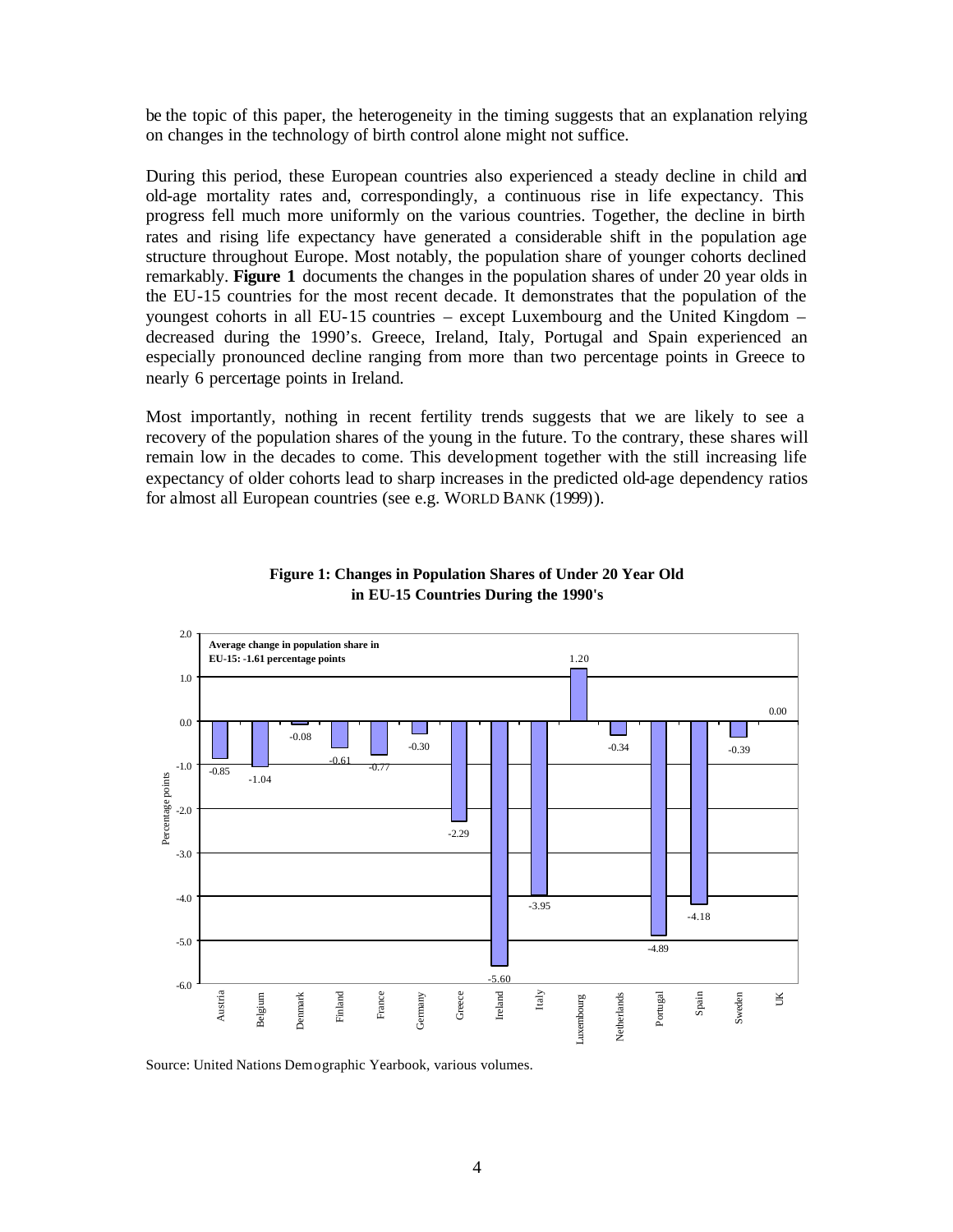be the topic of this paper, the heterogeneity in the timing suggests that an explanation relying on changes in the technology of birth control alone might not suffice.

During this period, these European countries also experienced a steady decline in child and old-age mortality rates and, correspondingly, a continuous rise in life expectancy. This progress fell much more uniformly on the various countries. Together, the decline in birth rates and rising life expectancy have generated a considerable shift in the population age structure throughout Europe. Most notably, the population share of younger cohorts declined remarkably. **Figure 1** documents the changes in the population shares of under 20 year olds in the EU-15 countries for the most recent decade. It demonstrates that the population of the youngest cohorts in all EU-15 countries – except Luxembourg and the United Kingdom – decreased during the 1990's. Greece, Ireland, Italy, Portugal and Spain experienced an especially pronounced decline ranging from more than two percentage points in Greece to nearly 6 percentage points in Ireland.

Most importantly, nothing in recent fertility trends suggests that we are likely to see a recovery of the population shares of the young in the future. To the contrary, these shares will remain low in the decades to come. This development together with the still increasing life expectancy of older cohorts lead to sharp increases in the predicted old-age dependency ratios for almost all European countries (see e.g. WORLD BANK (1999)).

**Figure 1: Changes in Population Shares of Under 20 Year Old in EU-15 Countries During the 1990's**

Average change in population share in EU-15: -1.61 percentage points

| Country | Change (percentage points) |
|---|---|
| Austria | -0.85 |
| Belgium | -1.04 |
| Denmark | -0.08 |
| Finland | -0.61 |
| France | -0.77 |
| Germany | -0.30 |
| Greece | -2.29 |
| Ireland | -5.60 |
| Italy | -3.95 |
| Luxembourg | 1.20 |
| Netherlands | -0.34 |
| Portugal | -4.89 |
| Spain | -4.18 |
| Sweden | -0.39 |
| UK | 0.00 |

Source: United Nations Demographic Yearbook, various volumes.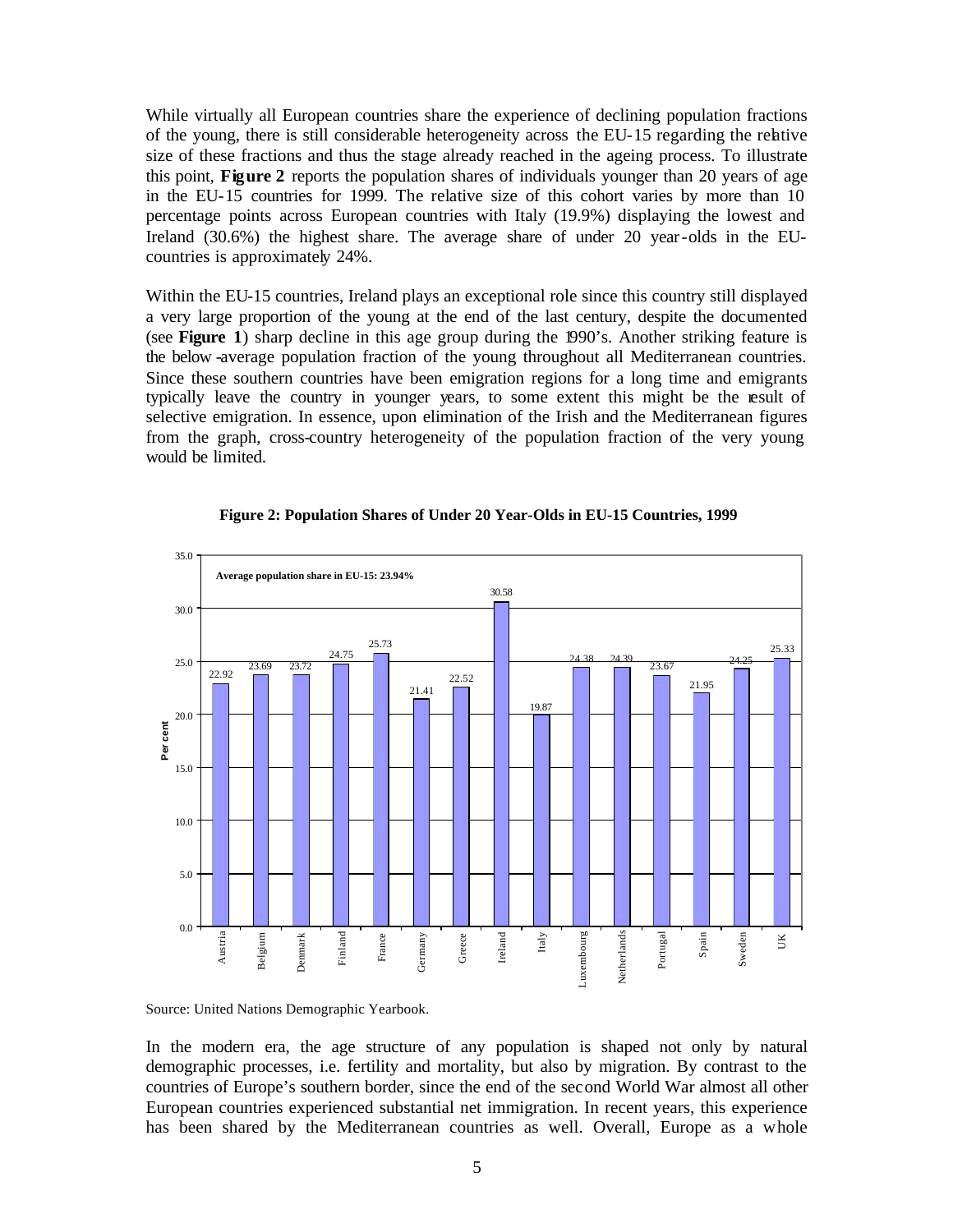While virtually all European countries share the experience of declining population fractions of the young, there is still considerable heterogeneity across the EU-15 regarding the relative size of these fractions and thus the stage already reached in the ageing process. To illustrate this point, **Figure 2** reports the population shares of individuals younger than 20 years of age in the EU-15 countries for 1999. The relative size of this cohort varies by more than 10 percentage points across European countries with Italy (19.9%) displaying the lowest and Ireland (30.6%) the highest share. The average share of under 20 year-olds in the EU-countries is approximately 24%.

Within the EU-15 countries, Ireland plays an exceptional role since this country still displayed a very large proportion of the young at the end of the last century, despite the documented (see **Figure 1**) sharp decline in this age group during the 1990's. Another striking feature is the below-average population fraction of the young throughout all Mediterranean countries. Since these southern countries have been emigration regions for a long time and emigrants typically leave the country in younger years, to some extent this might be the result of selective emigration. In essence, upon elimination of the Irish and the Mediterranean figures from the graph, cross-country heterogeneity of the population fraction of the very young would be limited.

**Figure 2: Population Shares of Under 20 Year-Olds in EU-15 Countries, 1999**

Average population share in EU-15: 23.94%

| Country | Per cent |
|---|---|
| Austria | 22.92 |
| Belgium | 23.69 |
| Denmark | 23.72 |
| Finland | 24.75 |
| France | 25.73 |
| Germany | 21.41 |
| Greece | 22.52 |
| Ireland | 30.58 |
| Italy | 19.87 |
| Luxembourg | 24.38 |
| Netherlands | 24.39 |
| Portugal | 23.67 |
| Spain | 21.95 |
| Sweden | 24.25 |
| UK | 25.33 |

Source: United Nations Demographic Yearbook.

In the modern era, the age structure of any population is shaped not only by natural demographic processes, i.e. fertility and mortality, but also by migration. By contrast to the countries of Europe's southern border, since the end of the second World War almost all other European countries experienced substantial net immigration. In recent years, this experience has been shared by the Mediterranean countries as well. Overall, Europe as a whole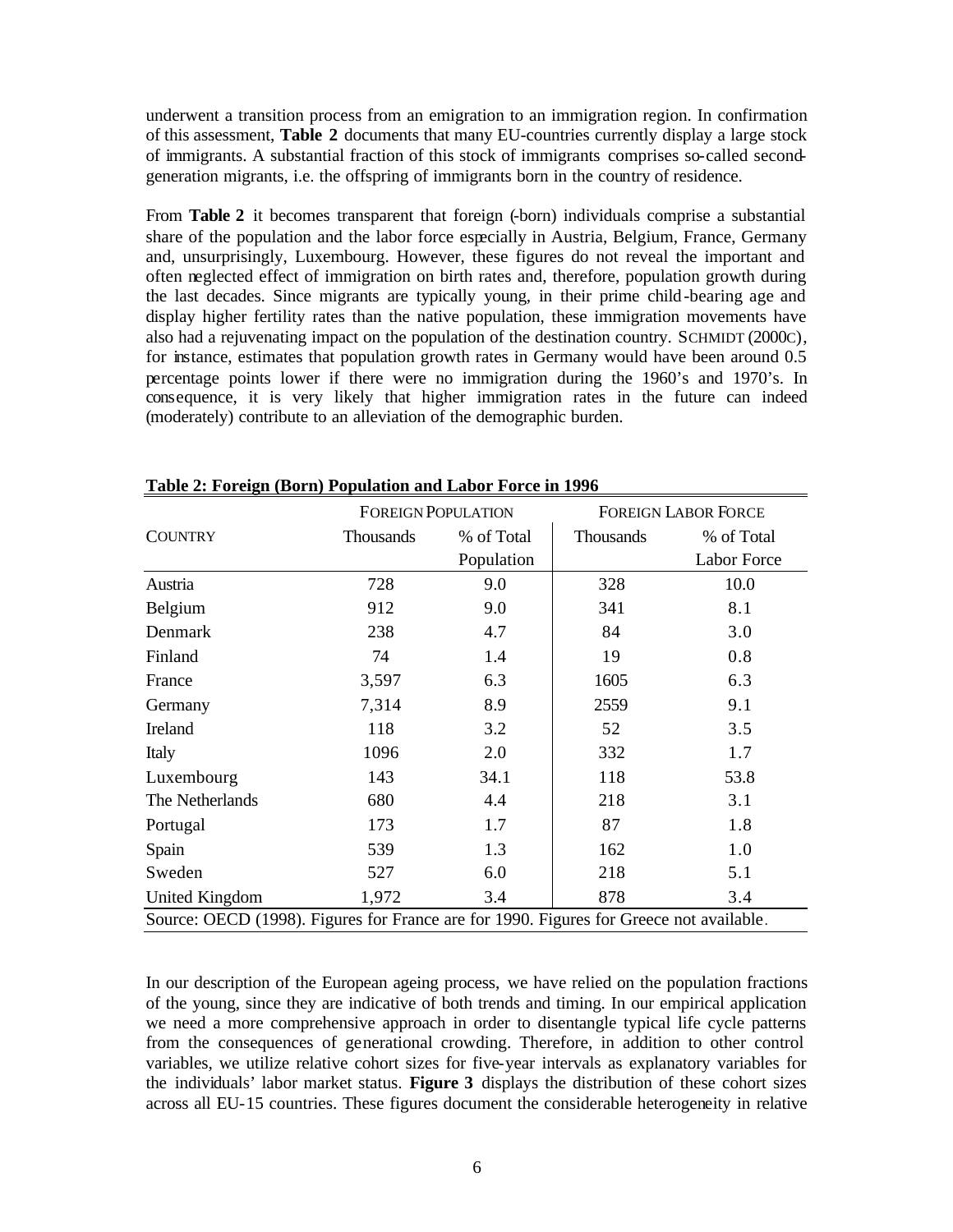underwent a transition process from an emigration to an immigration region. In confirmation of this assessment, **Table 2** documents that many EU-countries currently display a large stock of immigrants. A substantial fraction of this stock of immigrants comprises so-called second-generation migrants, i.e. the offspring of immigrants born in the country of residence.

From **Table 2** it becomes transparent that foreign (-born) individuals comprise a substantial share of the population and the labor force especially in Austria, Belgium, France, Germany and, unsurprisingly, Luxembourg. However, these figures do not reveal the important and often neglected effect of immigration on birth rates and, therefore, population growth during the last decades. Since migrants are typically young, in their prime child-bearing age and display higher fertility rates than the native population, these immigration movements have also had a rejuvenating impact on the population of the destination country. SCHMIDT (2000C), for instance, estimates that population growth rates in Germany would have been around 0.5 percentage points lower if there were no immigration during the 1960's and 1970's. In consequence, it is very likely that higher immigration rates in the future can indeed (moderately) contribute to an alleviation of the demographic burden.

**Table 2: Foreign (Born) Population and Labor Force in 1996**

| | FOREIGN POPULATION | | FOREIGN LABOR FORCE | |
|---|---|---|---|---|
| COUNTRY | Thousands | % of Total Population | Thousands | % of Total Labor Force |
| Austria | 728 | 9.0 | 328 | 10.0 |
| Belgium | 912 | 9.0 | 341 | 8.1 |
| Denmark | 238 | 4.7 | 84 | 3.0 |
| Finland | 74 | 1.4 | 19 | 0.8 |
| France | 3,597 | 6.3 | 1605 | 6.3 |
| Germany | 7,314 | 8.9 | 2559 | 9.1 |
| Ireland | 118 | 3.2 | 52 | 3.5 |
| Italy | 1096 | 2.0 | 332 | 1.7 |
| Luxembourg | 143 | 34.1 | 118 | 53.8 |
| The Netherlands | 680 | 4.4 | 218 | 3.1 |
| Portugal | 173 | 1.7 | 87 | 1.8 |
| Spain | 539 | 1.3 | 162 | 1.0 |
| Sweden | 527 | 6.0 | 218 | 5.1 |
| United Kingdom | 1,972 | 3.4 | 878 | 3.4 |

Source: OECD (1998). Figures for France are for 1990. Figures for Greece not available.

In our description of the European ageing process, we have relied on the population fractions of the young, since they are indicative of both trends and timing. In our empirical application we need a more comprehensive approach in order to disentangle typical life cycle patterns from the consequences of generational crowding. Therefore, in addition to other control variables, we utilize relative cohort sizes for five-year intervals as explanatory variables for the individuals' labor market status. **Figure 3** displays the distribution of these cohort sizes across all EU-15 countries. These figures document the considerable heterogeneity in relative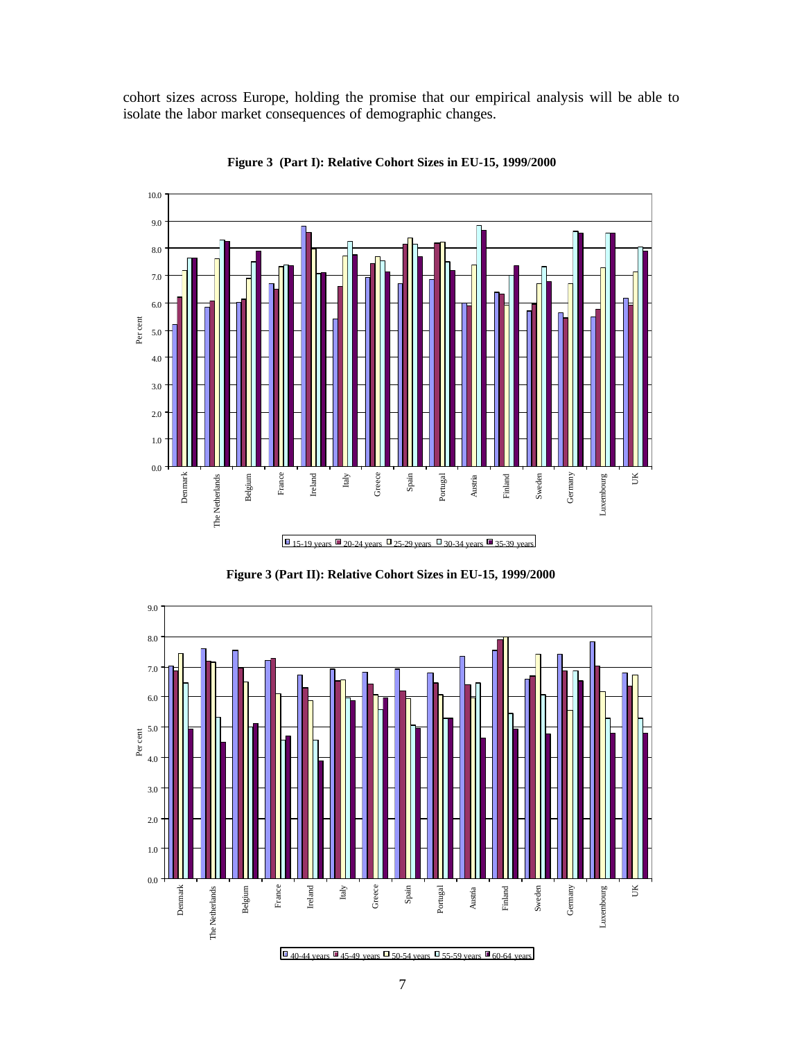cohort sizes across Europe, holding the promise that our empirical analysis will be able to isolate the labor market consequences of demographic changes.

**Figure 3 (Part I): Relative Cohort Sizes in EU-15, 1999/2000**

**Figure 3 (Part II): Relative Cohort Sizes in EU-15, 1999/2000**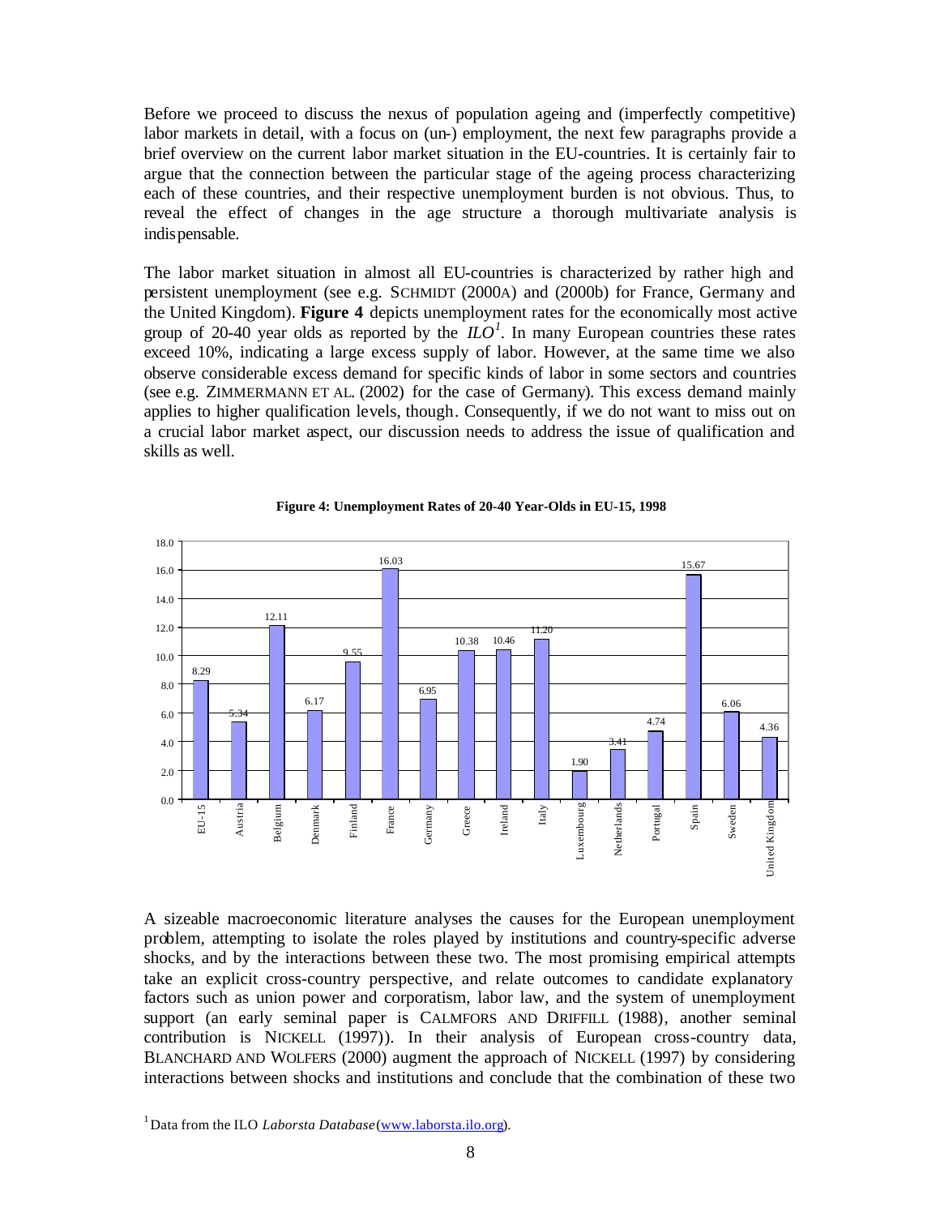Before we proceed to discuss the nexus of population ageing and (imperfectly competitive) labor markets in detail, with a focus on (un-) employment, the next few paragraphs provide a brief overview on the current labor market situation in the EU-countries. It is certainly fair to argue that the connection between the particular stage of the ageing process characterizing each of these countries, and their respective unemployment burden is not obvious. Thus, to reveal the effect of changes in the age structure a thorough multivariate analysis is indispensable.

The labor market situation in almost all EU-countries is characterized by rather high and persistent unemployment (see e.g. SCHMIDT (2000A) and (2000b) for France, Germany and the United Kingdom). **Figure 4** depicts unemployment rates for the economically most active group of 20-40 year olds as reported by the *ILO*[1]. In many European countries these rates exceed 10%, indicating a large excess supply of labor. However, at the same time we also observe considerable excess demand for specific kinds of labor in some sectors and countries (see e.g. ZIMMERMANN ET AL. (2002) for the case of Germany). This excess demand mainly applies to higher qualification levels, though. Consequently, if we do not want to miss out on a crucial labor market aspect, our discussion needs to address the issue of qualification and skills as well.

**Figure 4: Unemployment Rates of 20-40 Year-Olds in EU-15, 1998**

| Country | Unemployment rate (%) |
|---|---|
| EU-15 | 8.29 |
| Austria | 5.34 |
| Belgium | 12.11 |
| Denmark | 6.17 |
| Finland | 9.55 |
| France | 16.03 |
| Germany | 6.95 |
| Greece | 10.38 |
| Ireland | 10.46 |
| Italy | 11.20 |
| Luxembourg | 1.90 |
| Netherlands | 3.41 |
| Portugal | 4.74 |
| Spain | 15.67 |
| Sweden | 6.06 |
| United Kingdom | 4.36 |

A sizeable macroeconomic literature analyses the causes for the European unemployment problem, attempting to isolate the roles played by institutions and country-specific adverse shocks, and by the interactions between these two. The most promising empirical attempts take an explicit cross-country perspective, and relate outcomes to candidate explanatory factors such as union power and corporatism, labor law, and the system of unemployment support (an early seminal paper is CALMFORS AND DRIFFILL (1988), another seminal contribution is NICKELL (1997)). In their analysis of European cross-country data, BLANCHARD AND WOLFERS (2000) augment the approach of NICKELL (1997) by considering interactions between shocks and institutions and conclude that the combination of these two

[1] Data from the ILO *Laborsta Database* (www.laborsta.ilo.org).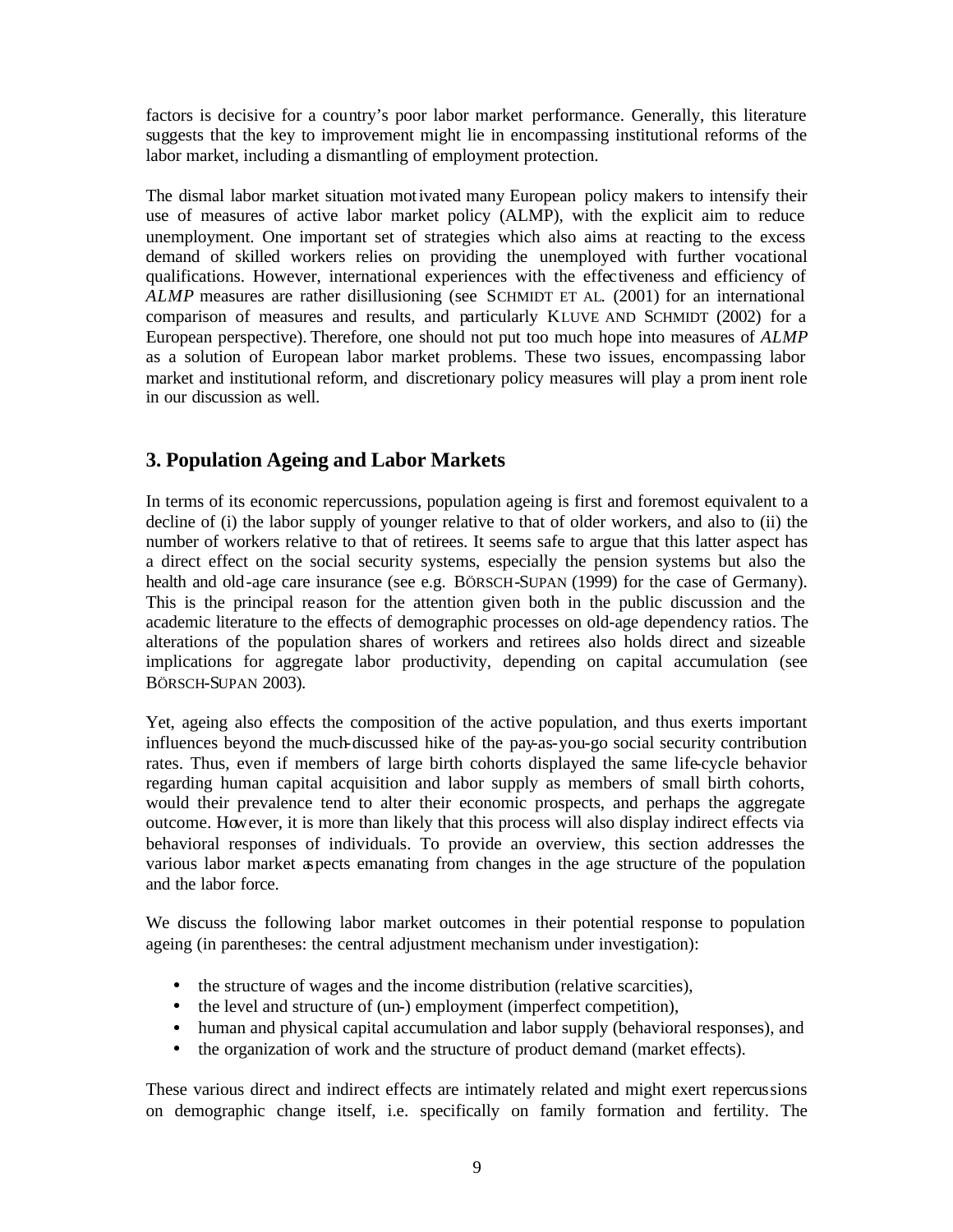factors is decisive for a country's poor labor market performance. Generally, this literature suggests that the key to improvement might lie in encompassing institutional reforms of the labor market, including a dismantling of employment protection.

The dismal labor market situation motivated many European policy makers to intensify their use of measures of active labor market policy (ALMP), with the explicit aim to reduce unemployment. One important set of strategies which also aims at reacting to the excess demand of skilled workers relies on providing the unemployed with further vocational qualifications. However, international experiences with the effectiveness and efficiency of *ALMP* measures are rather disillusioning (see SCHMIDT ET AL. (2001) for an international comparison of measures and results, and particularly KLUVE AND SCHMIDT (2002) for a European perspective). Therefore, one should not put too much hope into measures of *ALMP* as a solution of European labor market problems. These two issues, encompassing labor market and institutional reform, and discretionary policy measures will play a prominent role in our discussion as well.

## 3. Population Ageing and Labor Markets

In terms of its economic repercussions, population ageing is first and foremost equivalent to a decline of (i) the labor supply of younger relative to that of older workers, and also to (ii) the number of workers relative to that of retirees. It seems safe to argue that this latter aspect has a direct effect on the social security systems, especially the pension systems but also the health and old-age care insurance (see e.g. BÖRSCH-SUPAN (1999) for the case of Germany). This is the principal reason for the attention given both in the public discussion and the academic literature to the effects of demographic processes on old-age dependency ratios. The alterations of the population shares of workers and retirees also holds direct and sizeable implications for aggregate labor productivity, depending on capital accumulation (see BÖRSCH-SUPAN 2003).

Yet, ageing also effects the composition of the active population, and thus exerts important influences beyond the much-discussed hike of the pay-as-you-go social security contribution rates. Thus, even if members of large birth cohorts displayed the same life-cycle behavior regarding human capital acquisition and labor supply as members of small birth cohorts, would their prevalence tend to alter their economic prospects, and perhaps the aggregate outcome. However, it is more than likely that this process will also display indirect effects via behavioral responses of individuals. To provide an overview, this section addresses the various labor market aspects emanating from changes in the age structure of the population and the labor force.

We discuss the following labor market outcomes in their potential response to population ageing (in parentheses: the central adjustment mechanism under investigation):

- the structure of wages and the income distribution (relative scarcities),
- the level and structure of (un-) employment (imperfect competition),
- human and physical capital accumulation and labor supply (behavioral responses), and
- the organization of work and the structure of product demand (market effects).

These various direct and indirect effects are intimately related and might exert repercussions on demographic change itself, i.e. specifically on family formation and fertility. The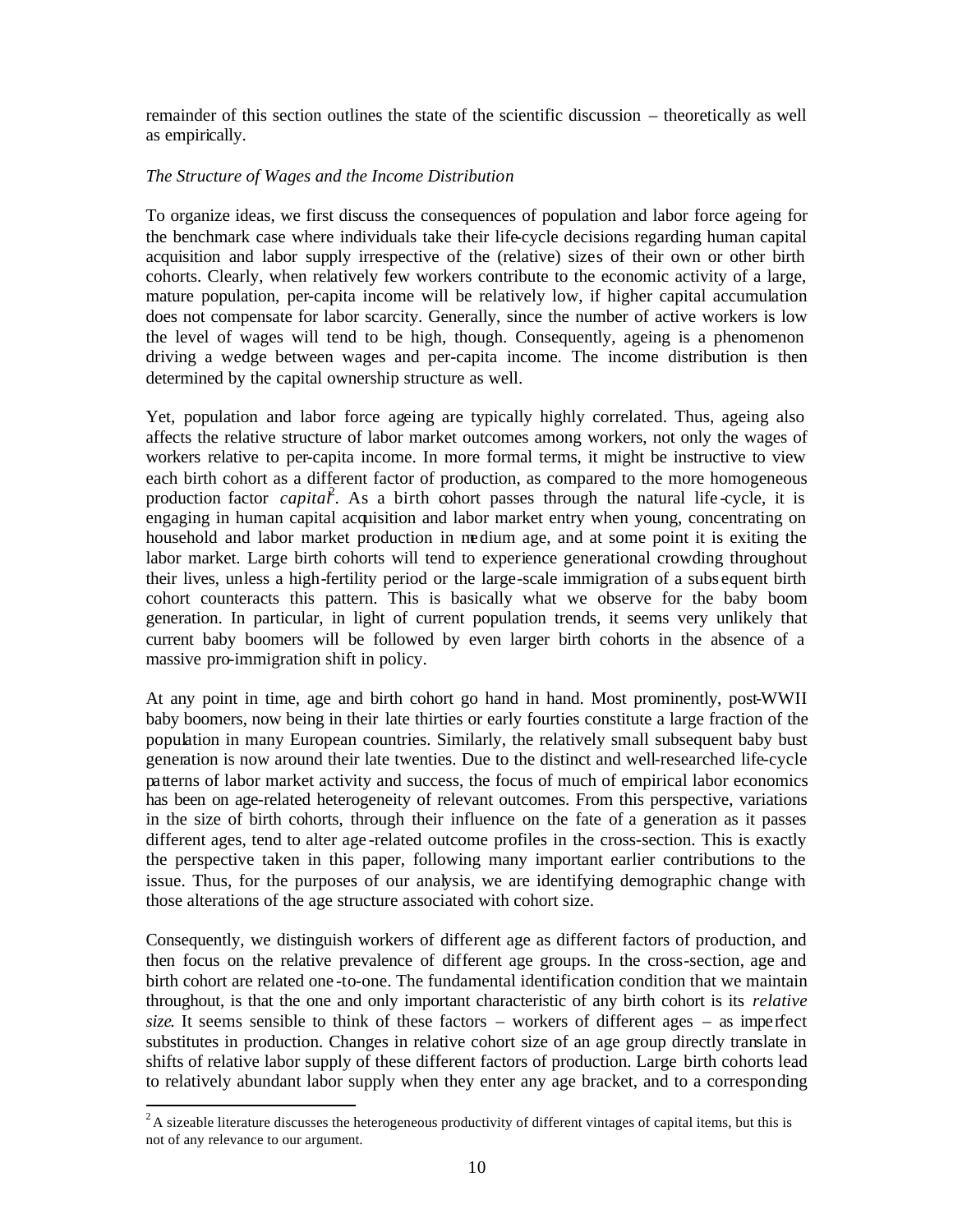remainder of this section outlines the state of the scientific discussion – theoretically as well as empirically.

*The Structure of Wages and the Income Distribution*

To organize ideas, we first discuss the consequences of population and labor force ageing for the benchmark case where individuals take their life-cycle decisions regarding human capital acquisition and labor supply irrespective of the (relative) sizes of their own or other birth cohorts. Clearly, when relatively few workers contribute to the economic activity of a large, mature population, per-capita income will be relatively low, if higher capital accumulation does not compensate for labor scarcity. Generally, since the number of active workers is low the level of wages will tend to be high, though. Consequently, ageing is a phenomenon driving a wedge between wages and per-capita income. The income distribution is then determined by the capital ownership structure as well.

Yet, population and labor force ageing are typically highly correlated. Thus, ageing also affects the relative structure of labor market outcomes among workers, not only the wages of workers relative to per-capita income. In more formal terms, it might be instructive to view each birth cohort as a different factor of production, as compared to the more homogeneous production factor *capital*[2]. As a birth cohort passes through the natural life-cycle, it is engaging in human capital acquisition and labor market entry when young, concentrating on household and labor market production in medium age, and at some point it is exiting the labor market. Large birth cohorts will tend to experience generational crowding throughout their lives, unless a high-fertility period or the large-scale immigration of a subsequent birth cohort counteracts this pattern. This is basically what we observe for the baby boom generation. In particular, in light of current population trends, it seems very unlikely that current baby boomers will be followed by even larger birth cohorts in the absence of a massive pro-immigration shift in policy.

At any point in time, age and birth cohort go hand in hand. Most prominently, post-WWII baby boomers, now being in their late thirties or early fourties constitute a large fraction of the population in many European countries. Similarly, the relatively small subsequent baby bust generation is now around their late twenties. Due to the distinct and well-researched life-cycle patterns of labor market activity and success, the focus of much of empirical labor economics has been on age-related heterogeneity of relevant outcomes. From this perspective, variations in the size of birth cohorts, through their influence on the fate of a generation as it passes different ages, tend to alter age-related outcome profiles in the cross-section. This is exactly the perspective taken in this paper, following many important earlier contributions to the issue. Thus, for the purposes of our analysis, we are identifying demographic change with those alterations of the age structure associated with cohort size.

Consequently, we distinguish workers of different age as different factors of production, and then focus on the relative prevalence of different age groups. In the cross-section, age and birth cohort are related one-to-one. The fundamental identification condition that we maintain throughout, is that the one and only important characteristic of any birth cohort is its *relative size*. It seems sensible to think of these factors – workers of different ages – as imperfect substitutes in production. Changes in relative cohort size of an age group directly translate in shifts of relative labor supply of these different factors of production. Large birth cohorts lead to relatively abundant labor supply when they enter any age bracket, and to a corresponding

[2] A sizeable literature discusses the heterogeneous productivity of different vintages of capital items, but this is not of any relevance to our argument.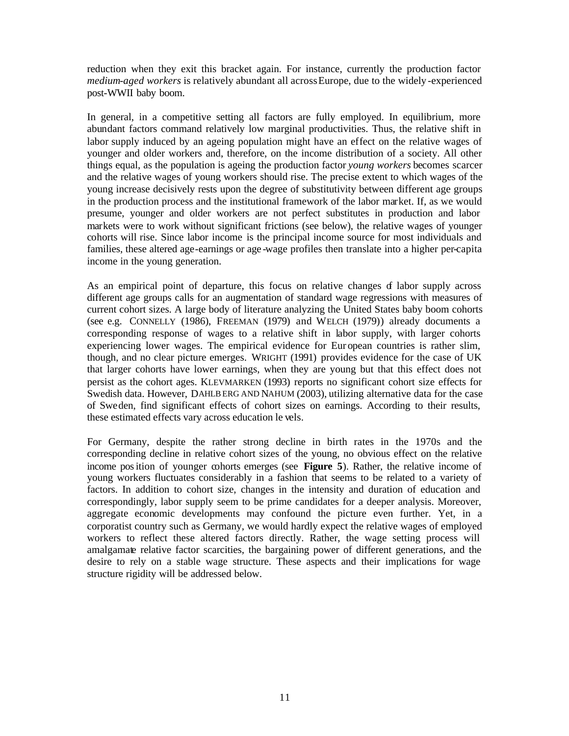reduction when they exit this bracket again. For instance, currently the production factor *medium-aged workers* is relatively abundant all across Europe, due to the widely-experienced post-WWII baby boom.

In general, in a competitive setting all factors are fully employed. In equilibrium, more abundant factors command relatively low marginal productivities. Thus, the relative shift in labor supply induced by an ageing population might have an effect on the relative wages of younger and older workers and, therefore, on the income distribution of a society. All other things equal, as the population is ageing the production factor *young workers* becomes scarcer and the relative wages of young workers should rise. The precise extent to which wages of the young increase decisively rests upon the degree of substitutivity between different age groups in the production process and the institutional framework of the labor market. If, as we would presume, younger and older workers are not perfect substitutes in production and labor markets were to work without significant frictions (see below), the relative wages of younger cohorts will rise. Since labor income is the principal income source for most individuals and families, these altered age-earnings or age-wage profiles then translate into a higher per-capita income in the young generation.

As an empirical point of departure, this focus on relative changes of labor supply across different age groups calls for an augmentation of standard wage regressions with measures of current cohort sizes. A large body of literature analyzing the United States baby boom cohorts (see e.g. CONNELLY (1986), FREEMAN (1979) and WELCH (1979)) already documents a corresponding response of wages to a relative shift in labor supply, with larger cohorts experiencing lower wages. The empirical evidence for European countries is rather slim, though, and no clear picture emerges. WRIGHT (1991) provides evidence for the case of UK that larger cohorts have lower earnings, when they are young but that this effect does not persist as the cohort ages. KLEVMARKEN (1993) reports no significant cohort size effects for Swedish data. However, DAHLBERG AND NAHUM (2003), utilizing alternative data for the case of Sweden, find significant effects of cohort sizes on earnings. According to their results, these estimated effects vary across education levels.

For Germany, despite the rather strong decline in birth rates in the 1970s and the corresponding decline in relative cohort sizes of the young, no obvious effect on the relative income position of younger cohorts emerges (see **Figure 5**). Rather, the relative income of young workers fluctuates considerably in a fashion that seems to be related to a variety of factors. In addition to cohort size, changes in the intensity and duration of education and correspondingly, labor supply seem to be prime candidates for a deeper analysis. Moreover, aggregate economic developments may confound the picture even further. Yet, in a corporatist country such as Germany, we would hardly expect the relative wages of employed workers to reflect these altered factors directly. Rather, the wage setting process will amalgamate relative factor scarcities, the bargaining power of different generations, and the desire to rely on a stable wage structure. These aspects and their implications for wage structure rigidity will be addressed below.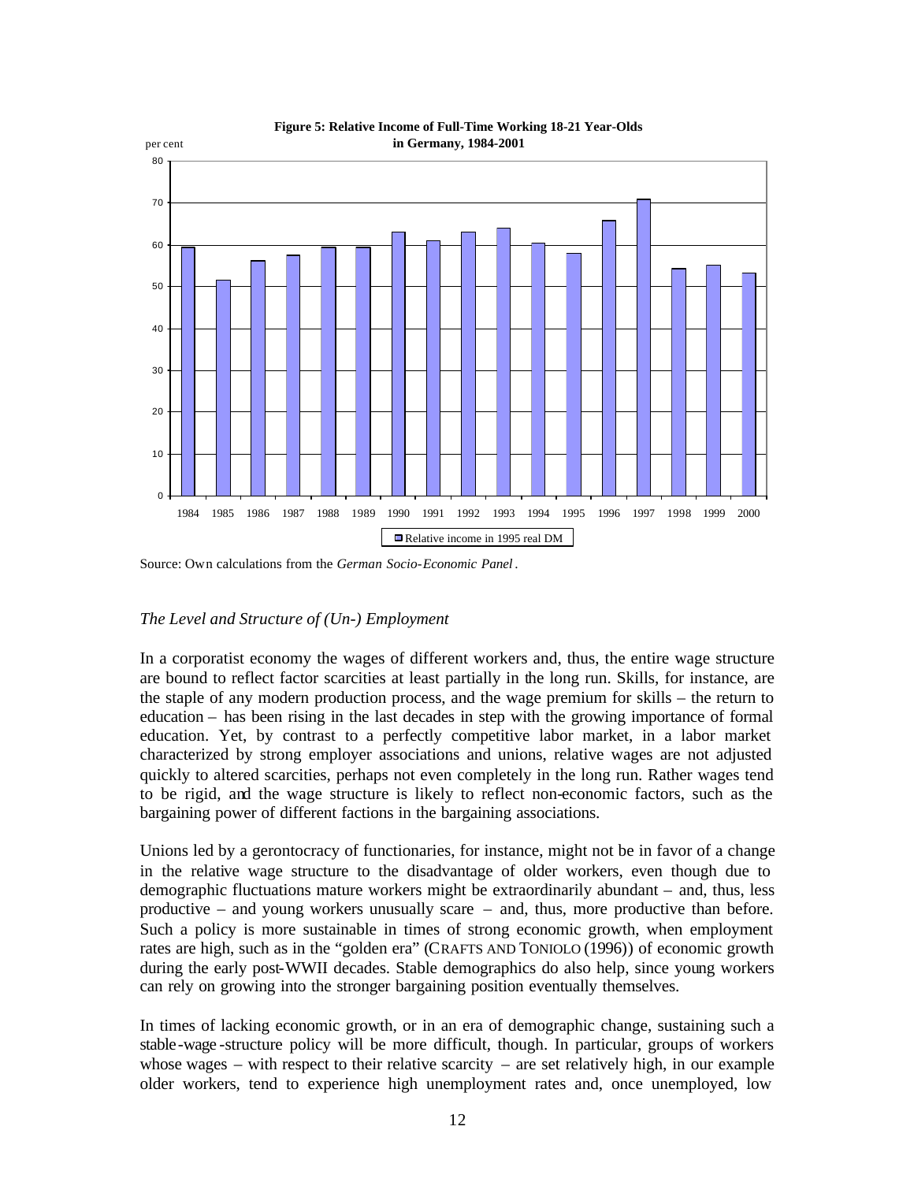**Figure 5: Relative Income of Full-Time Working 18-21 Year-Olds in Germany, 1984-2001**

Source: Own calculations from the *German Socio-Economic Panel*.

*The Level and Structure of (Un-) Employment*

In a corporatist economy the wages of different workers and, thus, the entire wage structure are bound to reflect factor scarcities at least partially in the long run. Skills, for instance, are the staple of any modern production process, and the wage premium for skills – the return to education – has been rising in the last decades in step with the growing importance of formal education. Yet, by contrast to a perfectly competitive labor market, in a labor market characterized by strong employer associations and unions, relative wages are not adjusted quickly to altered scarcities, perhaps not even completely in the long run. Rather wages tend to be rigid, and the wage structure is likely to reflect non-economic factors, such as the bargaining power of different factions in the bargaining associations.

Unions led by a gerontocracy of functionaries, for instance, might not be in favor of a change in the relative wage structure to the disadvantage of older workers, even though due to demographic fluctuations mature workers might be extraordinarily abundant – and, thus, less productive – and young workers unusually scare – and, thus, more productive than before. Such a policy is more sustainable in times of strong economic growth, when employment rates are high, such as in the "golden era" (CRAFTS AND TONIOLO (1996)) of economic growth during the early post-WWII decades. Stable demographics do also help, since young workers can rely on growing into the stronger bargaining position eventually themselves.

In times of lacking economic growth, or in an era of demographic change, sustaining such a stable-wage-structure policy will be more difficult, though. In particular, groups of workers whose wages – with respect to their relative scarcity – are set relatively high, in our example older workers, tend to experience high unemployment rates and, once unemployed, low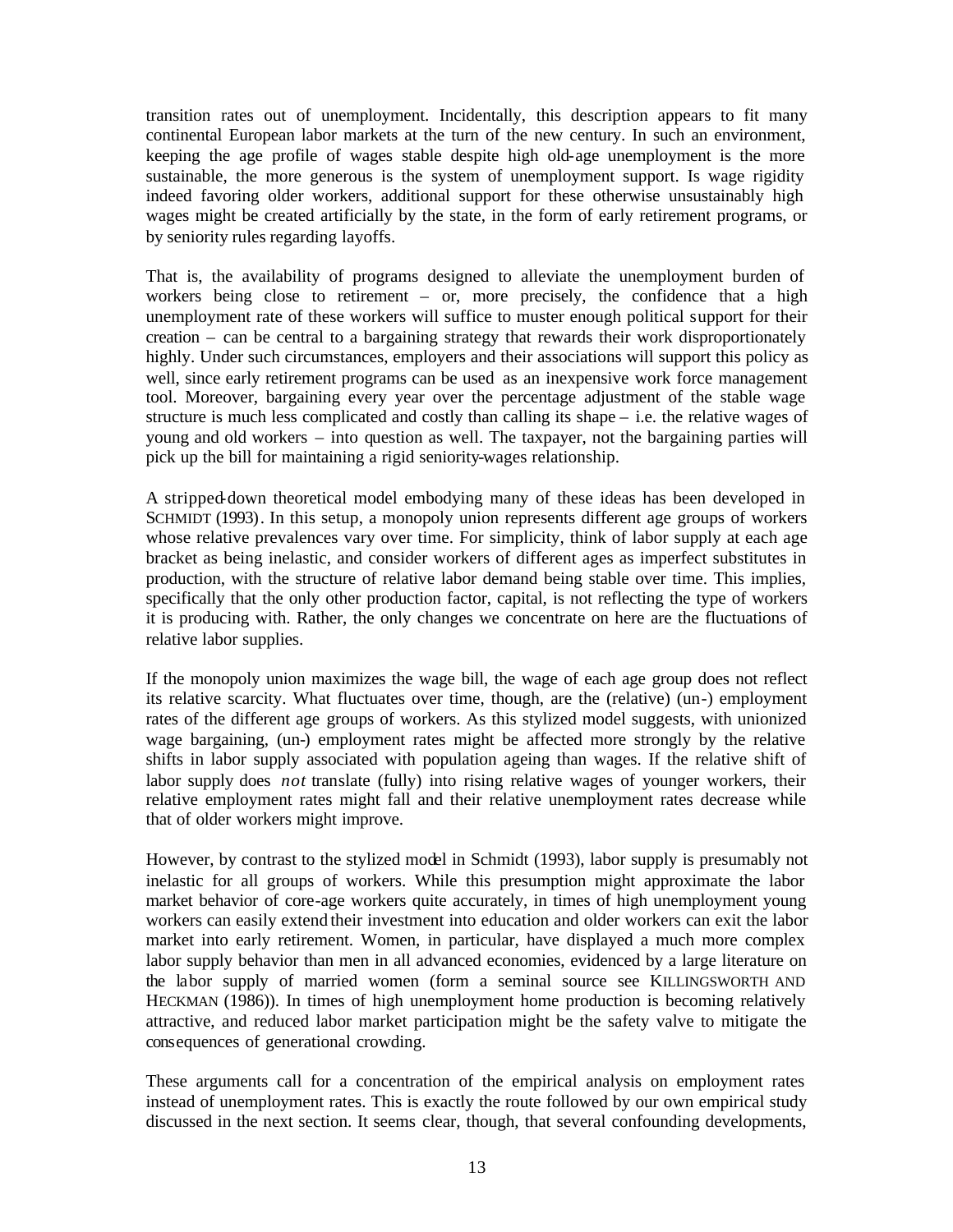transition rates out of unemployment. Incidentally, this description appears to fit many continental European labor markets at the turn of the new century. In such an environment, keeping the age profile of wages stable despite high old-age unemployment is the more sustainable, the more generous is the system of unemployment support. Is wage rigidity indeed favoring older workers, additional support for these otherwise unsustainably high wages might be created artificially by the state, in the form of early retirement programs, or by seniority rules regarding layoffs.

That is, the availability of programs designed to alleviate the unemployment burden of workers being close to retirement – or, more precisely, the confidence that a high unemployment rate of these workers will suffice to muster enough political support for their creation – can be central to a bargaining strategy that rewards their work disproportionately highly. Under such circumstances, employers and their associations will support this policy as well, since early retirement programs can be used as an inexpensive work force management tool. Moreover, bargaining every year over the percentage adjustment of the stable wage structure is much less complicated and costly than calling its shape – i.e. the relative wages of young and old workers – into question as well. The taxpayer, not the bargaining parties will pick up the bill for maintaining a rigid seniority-wages relationship.

A stripped-down theoretical model embodying many of these ideas has been developed in SCHMIDT (1993). In this setup, a monopoly union represents different age groups of workers whose relative prevalences vary over time. For simplicity, think of labor supply at each age bracket as being inelastic, and consider workers of different ages as imperfect substitutes in production, with the structure of relative labor demand being stable over time. This implies, specifically that the only other production factor, capital, is not reflecting the type of workers it is producing with. Rather, the only changes we concentrate on here are the fluctuations of relative labor supplies.

If the monopoly union maximizes the wage bill, the wage of each age group does not reflect its relative scarcity. What fluctuates over time, though, are the (relative) (un-) employment rates of the different age groups of workers. As this stylized model suggests, with unionized wage bargaining, (un-) employment rates might be affected more strongly by the relative shifts in labor supply associated with population ageing than wages. If the relative shift of labor supply does *not* translate (fully) into rising relative wages of younger workers, their relative employment rates might fall and their relative unemployment rates decrease while that of older workers might improve.

However, by contrast to the stylized model in Schmidt (1993), labor supply is presumably not inelastic for all groups of workers. While this presumption might approximate the labor market behavior of core-age workers quite accurately, in times of high unemployment young workers can easily extend their investment into education and older workers can exit the labor market into early retirement. Women, in particular, have displayed a much more complex labor supply behavior than men in all advanced economies, evidenced by a large literature on the labor supply of married women (form a seminal source see KILLINGSWORTH AND HECKMAN (1986)). In times of high unemployment home production is becoming relatively attractive, and reduced labor market participation might be the safety valve to mitigate the consequences of generational crowding.

These arguments call for a concentration of the empirical analysis on employment rates instead of unemployment rates. This is exactly the route followed by our own empirical study discussed in the next section. It seems clear, though, that several confounding developments,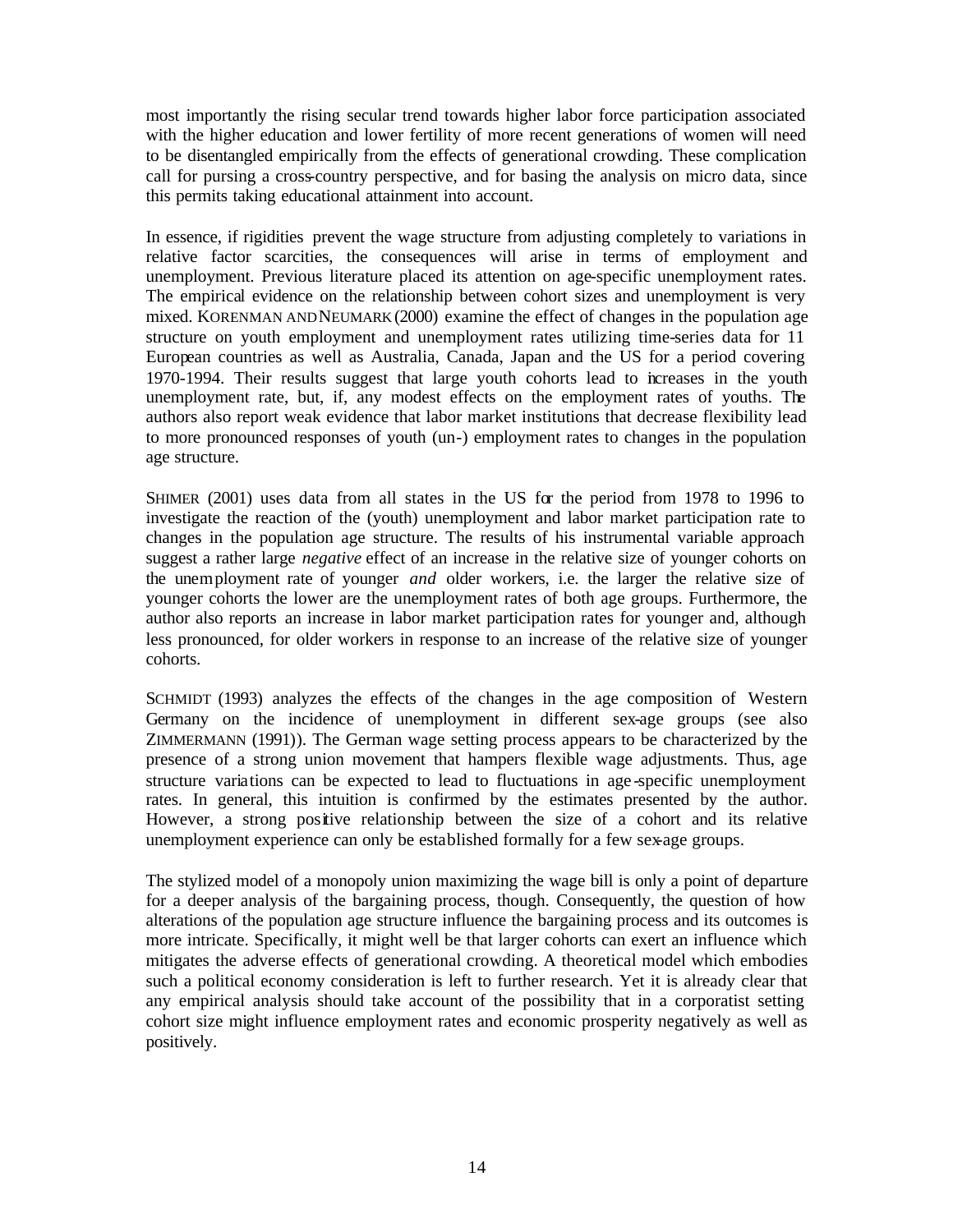most importantly the rising secular trend towards higher labor force participation associated with the higher education and lower fertility of more recent generations of women will need to be disentangled empirically from the effects of generational crowding. These complication call for pursing a cross-country perspective, and for basing the analysis on micro data, since this permits taking educational attainment into account.

In essence, if rigidities prevent the wage structure from adjusting completely to variations in relative factor scarcities, the consequences will arise in terms of employment and unemployment. Previous literature placed its attention on age-specific unemployment rates. The empirical evidence on the relationship between cohort sizes and unemployment is very mixed. KORENMAN AND NEUMARK (2000) examine the effect of changes in the population age structure on youth employment and unemployment rates utilizing time-series data for 11 European countries as well as Australia, Canada, Japan and the US for a period covering 1970-1994. Their results suggest that large youth cohorts lead to increases in the youth unemployment rate, but, if, any modest effects on the employment rates of youths. The authors also report weak evidence that labor market institutions that decrease flexibility lead to more pronounced responses of youth (un-) employment rates to changes in the population age structure.

SHIMER (2001) uses data from all states in the US for the period from 1978 to 1996 to investigate the reaction of the (youth) unemployment and labor market participation rate to changes in the population age structure. The results of his instrumental variable approach suggest a rather large *negative* effect of an increase in the relative size of younger cohorts on the unemployment rate of younger *and* older workers, i.e. the larger the relative size of younger cohorts the lower are the unemployment rates of both age groups. Furthermore, the author also reports an increase in labor market participation rates for younger and, although less pronounced, for older workers in response to an increase of the relative size of younger cohorts.

SCHMIDT (1993) analyzes the effects of the changes in the age composition of Western Germany on the incidence of unemployment in different sex-age groups (see also ZIMMERMANN (1991)). The German wage setting process appears to be characterized by the presence of a strong union movement that hampers flexible wage adjustments. Thus, age structure variations can be expected to lead to fluctuations in age-specific unemployment rates. In general, this intuition is confirmed by the estimates presented by the author. However, a strong positive relationship between the size of a cohort and its relative unemployment experience can only be established formally for a few sex-age groups.

The stylized model of a monopoly union maximizing the wage bill is only a point of departure for a deeper analysis of the bargaining process, though. Consequently, the question of how alterations of the population age structure influence the bargaining process and its outcomes is more intricate. Specifically, it might well be that larger cohorts can exert an influence which mitigates the adverse effects of generational crowding. A theoretical model which embodies such a political economy consideration is left to further research. Yet it is already clear that any empirical analysis should take account of the possibility that in a corporatist setting cohort size might influence employment rates and economic prosperity negatively as well as positively.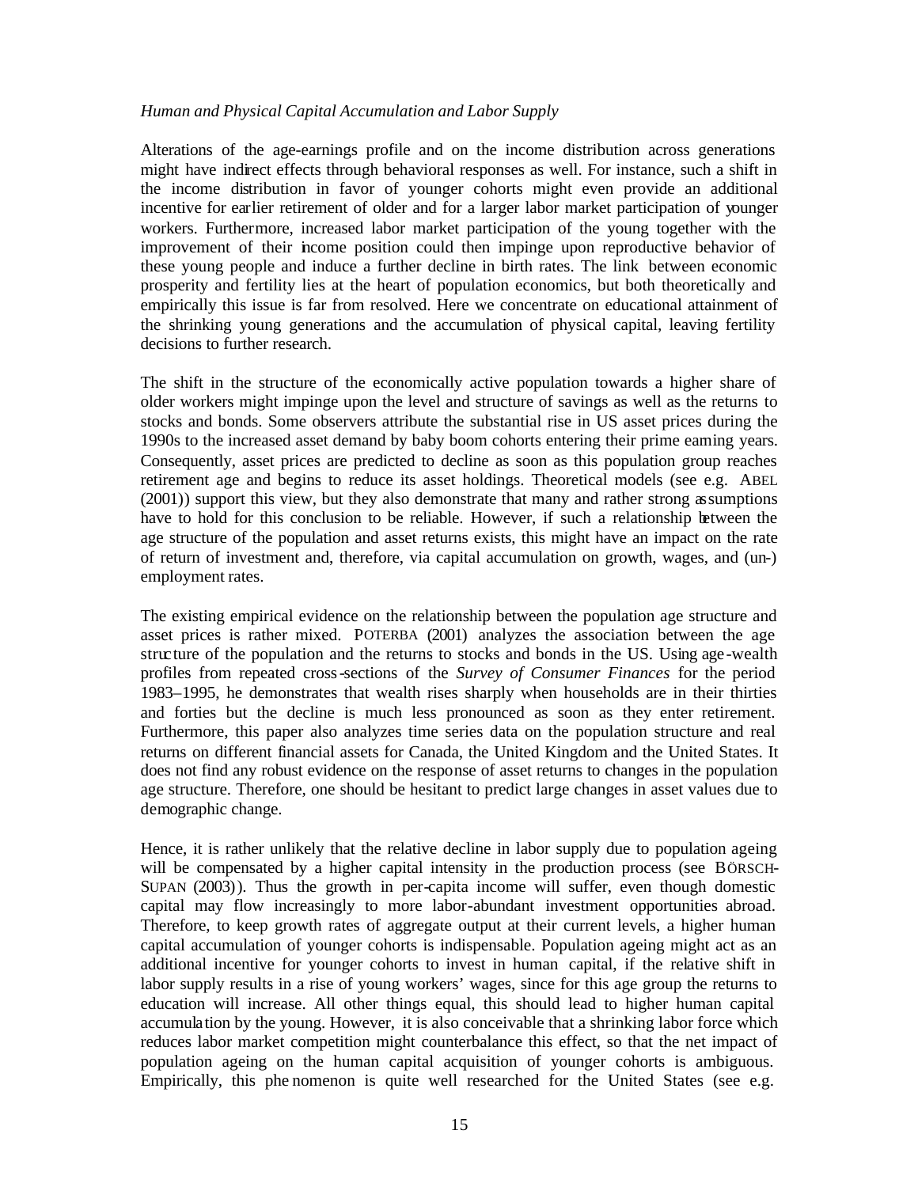*Human and Physical Capital Accumulation and Labor Supply*

Alterations of the age-earnings profile and on the income distribution across generations might have indirect effects through behavioral responses as well. For instance, such a shift in the income distribution in favor of younger cohorts might even provide an additional incentive for earlier retirement of older and for a larger labor market participation of younger workers. Furthermore, increased labor market participation of the young together with the improvement of their income position could then impinge upon reproductive behavior of these young people and induce a further decline in birth rates. The link between economic prosperity and fertility lies at the heart of population economics, but both theoretically and empirically this issue is far from resolved. Here we concentrate on educational attainment of the shrinking young generations and the accumulation of physical capital, leaving fertility decisions to further research.

The shift in the structure of the economically active population towards a higher share of older workers might impinge upon the level and structure of savings as well as the returns to stocks and bonds. Some observers attribute the substantial rise in US asset prices during the 1990s to the increased asset demand by baby boom cohorts entering their prime earning years. Consequently, asset prices are predicted to decline as soon as this population group reaches retirement age and begins to reduce its asset holdings. Theoretical models (see e.g. ABEL (2001)) support this view, but they also demonstrate that many and rather strong assumptions have to hold for this conclusion to be reliable. However, if such a relationship between the age structure of the population and asset returns exists, this might have an impact on the rate of return of investment and, therefore, via capital accumulation on growth, wages, and (un-) employment rates.

The existing empirical evidence on the relationship between the population age structure and asset prices is rather mixed. POTERBA (2001) analyzes the association between the age structure of the population and the returns to stocks and bonds in the US. Using age-wealth profiles from repeated cross-sections of the *Survey of Consumer Finances* for the period 1983–1995, he demonstrates that wealth rises sharply when households are in their thirties and forties but the decline is much less pronounced as soon as they enter retirement. Furthermore, this paper also analyzes time series data on the population structure and real returns on different financial assets for Canada, the United Kingdom and the United States. It does not find any robust evidence on the response of asset returns to changes in the population age structure. Therefore, one should be hesitant to predict large changes in asset values due to demographic change.

Hence, it is rather unlikely that the relative decline in labor supply due to population ageing will be compensated by a higher capital intensity in the production process (see BÖRSCH-SUPAN (2003)). Thus the growth in per-capita income will suffer, even though domestic capital may flow increasingly to more labor-abundant investment opportunities abroad. Therefore, to keep growth rates of aggregate output at their current levels, a higher human capital accumulation of younger cohorts is indispensable. Population ageing might act as an additional incentive for younger cohorts to invest in human capital, if the relative shift in labor supply results in a rise of young workers' wages, since for this age group the returns to education will increase. All other things equal, this should lead to higher human capital accumulation by the young. However, it is also conceivable that a shrinking labor force which reduces labor market competition might counterbalance this effect, so that the net impact of population ageing on the human capital acquisition of younger cohorts is ambiguous. Empirically, this phenomenon is quite well researched for the United States (see e.g.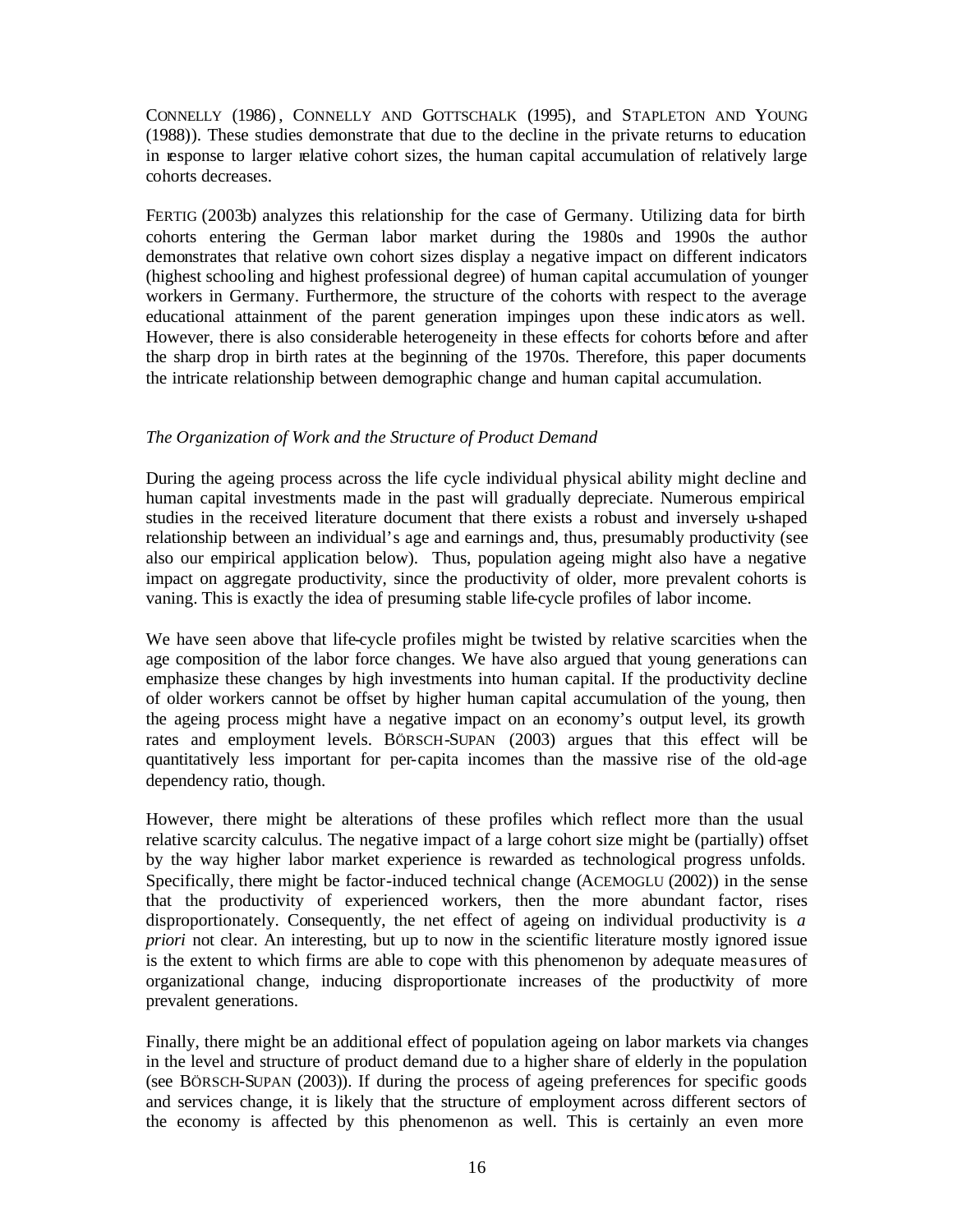CONNELLY (1986), CONNELLY AND GOTTSCHALK (1995), and STAPLETON AND YOUNG (1988)). These studies demonstrate that due to the decline in the private returns to education in response to larger relative cohort sizes, the human capital accumulation of relatively large cohorts decreases.

FERTIG (2003b) analyzes this relationship for the case of Germany. Utilizing data for birth cohorts entering the German labor market during the 1980s and 1990s the author demonstrates that relative own cohort sizes display a negative impact on different indicators (highest schooling and highest professional degree) of human capital accumulation of younger workers in Germany. Furthermore, the structure of the cohorts with respect to the average educational attainment of the parent generation impinges upon these indicators as well. However, there is also considerable heterogeneity in these effects for cohorts before and after the sharp drop in birth rates at the beginning of the 1970s. Therefore, this paper documents the intricate relationship between demographic change and human capital accumulation.

*The Organization of Work and the Structure of Product Demand*

During the ageing process across the life cycle individual physical ability might decline and human capital investments made in the past will gradually depreciate. Numerous empirical studies in the received literature document that there exists a robust and inversely u-shaped relationship between an individual's age and earnings and, thus, presumably productivity (see also our empirical application below). Thus, population ageing might also have a negative impact on aggregate productivity, since the productivity of older, more prevalent cohorts is vaning. This is exactly the idea of presuming stable life-cycle profiles of labor income.

We have seen above that life-cycle profiles might be twisted by relative scarcities when the age composition of the labor force changes. We have also argued that young generations can emphasize these changes by high investments into human capital. If the productivity decline of older workers cannot be offset by higher human capital accumulation of the young, then the ageing process might have a negative impact on an economy's output level, its growth rates and employment levels. BÖRSCH-SUPAN (2003) argues that this effect will be quantitatively less important for per-capita incomes than the massive rise of the old-age dependency ratio, though.

However, there might be alterations of these profiles which reflect more than the usual relative scarcity calculus. The negative impact of a large cohort size might be (partially) offset by the way higher labor market experience is rewarded as technological progress unfolds. Specifically, there might be factor-induced technical change (ACEMOGLU (2002)) in the sense that the productivity of experienced workers, then the more abundant factor, rises disproportionately. Consequently, the net effect of ageing on individual productivity is *a priori* not clear. An interesting, but up to now in the scientific literature mostly ignored issue is the extent to which firms are able to cope with this phenomenon by adequate measures of organizational change, inducing disproportionate increases of the productivity of more prevalent generations.

Finally, there might be an additional effect of population ageing on labor markets via changes in the level and structure of product demand due to a higher share of elderly in the population (see BÖRSCH-SUPAN (2003)). If during the process of ageing preferences for specific goods and services change, it is likely that the structure of employment across different sectors of the economy is affected by this phenomenon as well. This is certainly an even more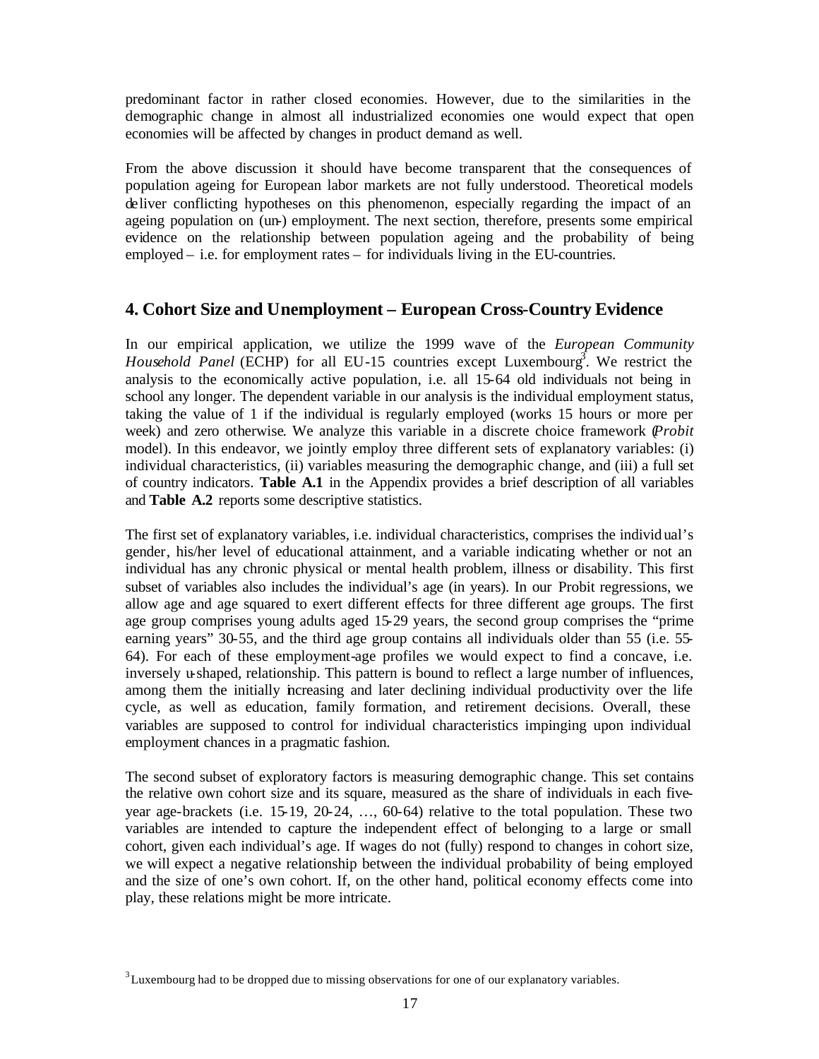predominant factor in rather closed economies. However, due to the similarities in the demographic change in almost all industrialized economies one would expect that open economies will be affected by changes in product demand as well.

From the above discussion it should have become transparent that the consequences of population ageing for European labor markets are not fully understood. Theoretical models deliver conflicting hypotheses on this phenomenon, especially regarding the impact of an ageing population on (un-) employment. The next section, therefore, presents some empirical evidence on the relationship between population ageing and the probability of being employed – i.e. for employment rates – for individuals living in the EU-countries.

## 4. Cohort Size and Unemployment – European Cross-Country Evidence

In our empirical application, we utilize the 1999 wave of the *European Community Household Panel* (ECHP) for all EU-15 countries except Luxembourg[3]. We restrict the analysis to the economically active population, i.e. all 15-64 old individuals not being in school any longer. The dependent variable in our analysis is the individual employment status, taking the value of 1 if the individual is regularly employed (works 15 hours or more per week) and zero otherwise. We analyze this variable in a discrete choice framework (*Probit* model). In this endeavor, we jointly employ three different sets of explanatory variables: (i) individual characteristics, (ii) variables measuring the demographic change, and (iii) a full set of country indicators. **Table A.1** in the Appendix provides a brief description of all variables and **Table A.2** reports some descriptive statistics.

The first set of explanatory variables, i.e. individual characteristics, comprises the individual's gender, his/her level of educational attainment, and a variable indicating whether or not an individual has any chronic physical or mental health problem, illness or disability. This first subset of variables also includes the individual's age (in years). In our Probit regressions, we allow age and age squared to exert different effects for three different age groups. The first age group comprises young adults aged 15-29 years, the second group comprises the "prime earning years" 30-55, and the third age group contains all individuals older than 55 (i.e. 55-64). For each of these employment-age profiles we would expect to find a concave, i.e. inversely u-shaped, relationship. This pattern is bound to reflect a large number of influences, among them the initially increasing and later declining individual productivity over the life cycle, as well as education, family formation, and retirement decisions. Overall, these variables are supposed to control for individual characteristics impinging upon individual employment chances in a pragmatic fashion.

The second subset of exploratory factors is measuring demographic change. This set contains the relative own cohort size and its square, measured as the share of individuals in each five-year age-brackets (i.e. 15-19, 20-24, …, 60-64) relative to the total population. These two variables are intended to capture the independent effect of belonging to a large or small cohort, given each individual's age. If wages do not (fully) respond to changes in cohort size, we will expect a negative relationship between the individual probability of being employed and the size of one's own cohort. If, on the other hand, political economy effects come into play, these relations might be more intricate.

[3] Luxembourg had to be dropped due to missing observations for one of our explanatory variables.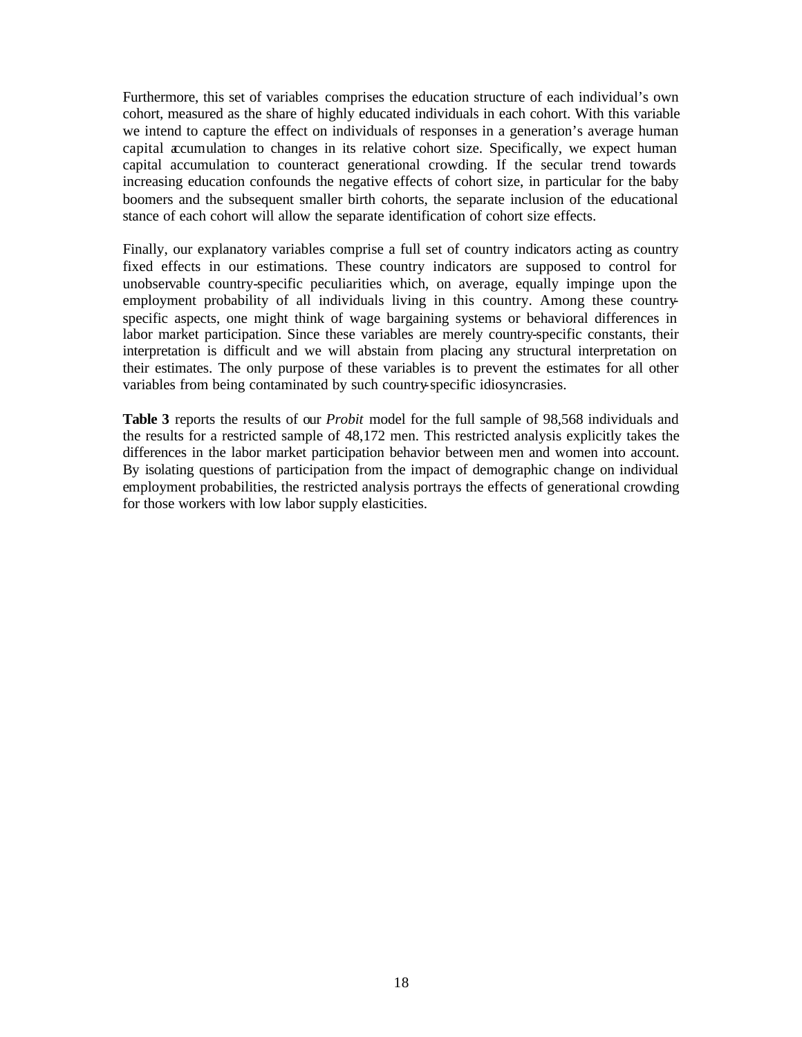Furthermore, this set of variables comprises the education structure of each individual's own cohort, measured as the share of highly educated individuals in each cohort. With this variable we intend to capture the effect on individuals of responses in a generation's average human capital accumulation to changes in its relative cohort size. Specifically, we expect human capital accumulation to counteract generational crowding. If the secular trend towards increasing education confounds the negative effects of cohort size, in particular for the baby boomers and the subsequent smaller birth cohorts, the separate inclusion of the educational stance of each cohort will allow the separate identification of cohort size effects.

Finally, our explanatory variables comprise a full set of country indicators acting as country fixed effects in our estimations. These country indicators are supposed to control for unobservable country-specific peculiarities which, on average, equally impinge upon the employment probability of all individuals living in this country. Among these country-specific aspects, one might think of wage bargaining systems or behavioral differences in labor market participation. Since these variables are merely country-specific constants, their interpretation is difficult and we will abstain from placing any structural interpretation on their estimates. The only purpose of these variables is to prevent the estimates for all other variables from being contaminated by such country-specific idiosyncrasies.

**Table 3** reports the results of our *Probit* model for the full sample of 98,568 individuals and the results for a restricted sample of 48,172 men. This restricted analysis explicitly takes the differences in the labor market participation behavior between men and women into account. By isolating questions of participation from the impact of demographic change on individual employment probabilities, the restricted analysis portrays the effects of generational crowding for those workers with low labor supply elasticities.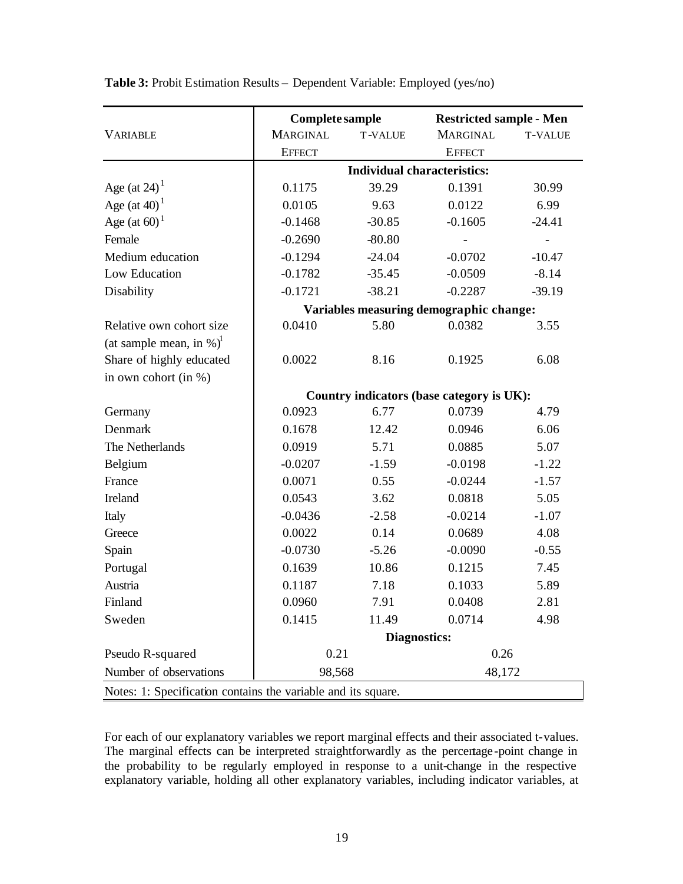**Table 3:** Probit Estimation Results – Dependent Variable: Employed (yes/no)

| VARIABLE | Complete sample | | Restricted sample - Men | |
|---|---|---|---|---|
| | MARGINAL EFFECT | T-VALUE | MARGINAL EFFECT | T-VALUE |
| | **Individual characteristics:** | | | |
| Age (at 24) [1] | 0.1175 | 39.29 | 0.1391 | 30.99 |
| Age (at 40) [1] | 0.0105 | 9.63 | 0.0122 | 6.99 |
| Age (at 60) [1] | -0.1468 | -30.85 | -0.1605 | -24.41 |
| Female | -0.2690 | -80.80 | - | - |
| Medium education | -0.1294 | -24.04 | -0.0702 | -10.47 |
| Low Education | -0.1782 | -35.45 | -0.0509 | -8.14 |
| Disability | -0.1721 | -38.21 | -0.2287 | -39.19 |
| | **Variables measuring demographic change:** | | | |
| Relative own cohort size (at sample mean, in %) [1] | 0.0410 | 5.80 | 0.0382 | 3.55 |
| Share of highly educated in own cohort (in %) | 0.0022 | 8.16 | 0.1925 | 6.08 |
| | **Country indicators (base category is UK):** | | | |
| Germany | 0.0923 | 6.77 | 0.0739 | 4.79 |
| Denmark | 0.1678 | 12.42 | 0.0946 | 6.06 |
| The Netherlands | 0.0919 | 5.71 | 0.0885 | 5.07 |
| Belgium | -0.0207 | -1.59 | -0.0198 | -1.22 |
| France | 0.0071 | 0.55 | -0.0244 | -1.57 |
| Ireland | 0.0543 | 3.62 | 0.0818 | 5.05 |
| Italy | -0.0436 | -2.58 | -0.0214 | -1.07 |
| Greece | 0.0022 | 0.14 | 0.0689 | 4.08 |
| Spain | -0.0730 | -5.26 | -0.0090 | -0.55 |
| Portugal | 0.1639 | 10.86 | 0.1215 | 7.45 |
| Austria | 0.1187 | 7.18 | 0.1033 | 5.89 |
| Finland | 0.0960 | 7.91 | 0.0408 | 2.81 |
| Sweden | 0.1415 | 11.49 | 0.0714 | 4.98 |
| | **Diagnostics:** | | | |
| Pseudo R-squared | 0.21 | | 0.26 | |
| Number of observations | 98,568 | | 48,172 | |

Notes: 1: Specification contains the variable and its square.

For each of our explanatory variables we report marginal effects and their associated t-values. The marginal effects can be interpreted straightforwardly as the percentage-point change in the probability to be regularly employed in response to a unit-change in the respective explanatory variable, holding all other explanatory variables, including indicator variables, at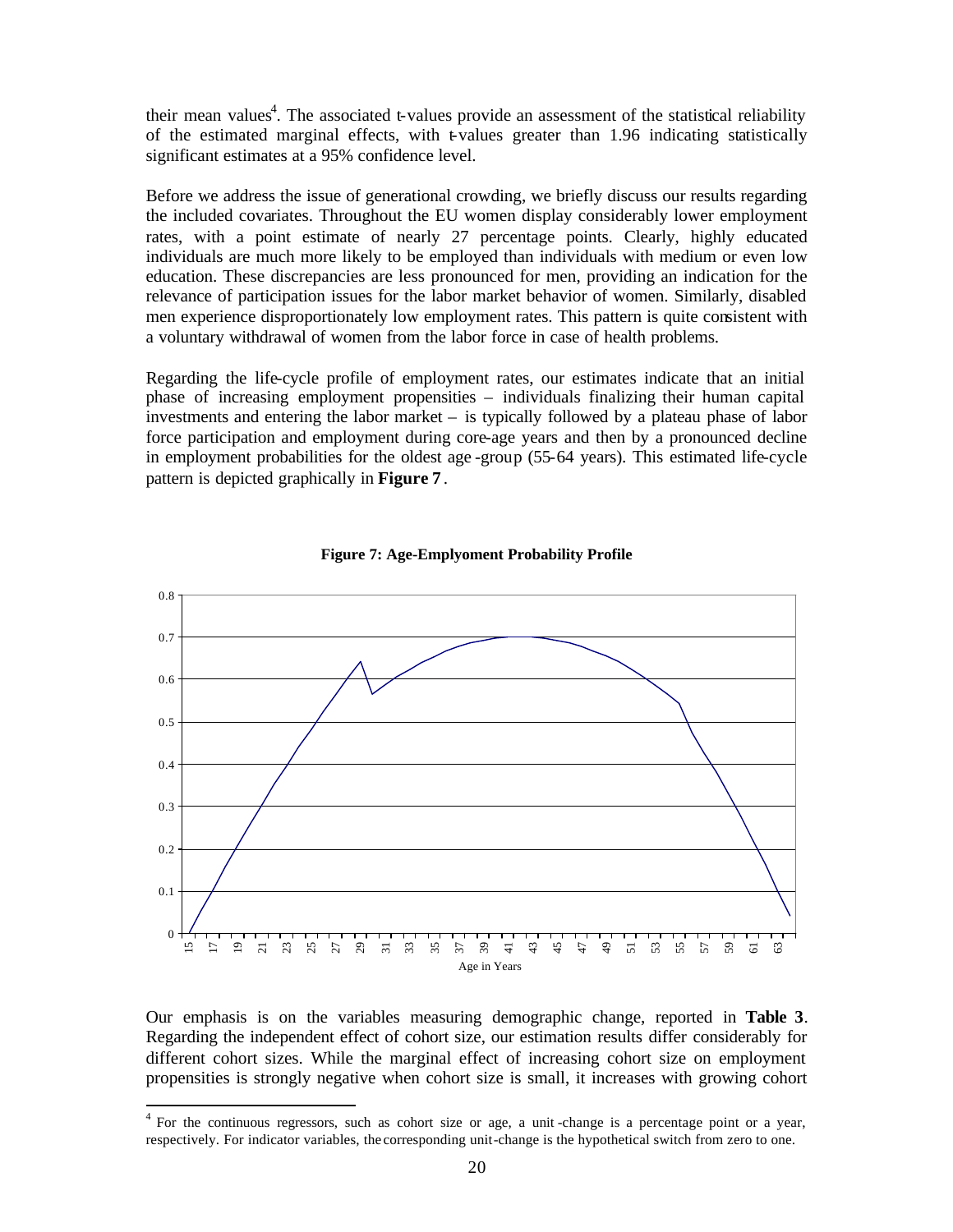their mean values[4]. The associated t-values provide an assessment of the statistical reliability of the estimated marginal effects, with t-values greater than 1.96 indicating statistically significant estimates at a 95% confidence level.

Before we address the issue of generational crowding, we briefly discuss our results regarding the included covariates. Throughout the EU women display considerably lower employment rates, with a point estimate of nearly 27 percentage points. Clearly, highly educated individuals are much more likely to be employed than individuals with medium or even low education. These discrepancies are less pronounced for men, providing an indication for the relevance of participation issues for the labor market behavior of women. Similarly, disabled men experience disproportionately low employment rates. This pattern is quite consistent with a voluntary withdrawal of women from the labor force in case of health problems.

Regarding the life-cycle profile of employment rates, our estimates indicate that an initial phase of increasing employment propensities – individuals finalizing their human capital investments and entering the labor market – is typically followed by a plateau phase of labor force participation and employment during core-age years and then by a pronounced decline in employment probabilities for the oldest age-group (55-64 years). This estimated life-cycle pattern is depicted graphically in **Figure 7**.

**Figure 7: Age-Emplyoment Probability Profile**

Our emphasis is on the variables measuring demographic change, reported in **Table 3**. Regarding the independent effect of cohort size, our estimation results differ considerably for different cohort sizes. While the marginal effect of increasing cohort size on employment propensities is strongly negative when cohort size is small, it increases with growing cohort

[4] For the continuous regressors, such as cohort size or age, a unit-change is a percentage point or a year, respectively. For indicator variables, the corresponding unit-change is the hypothetical switch from zero to one.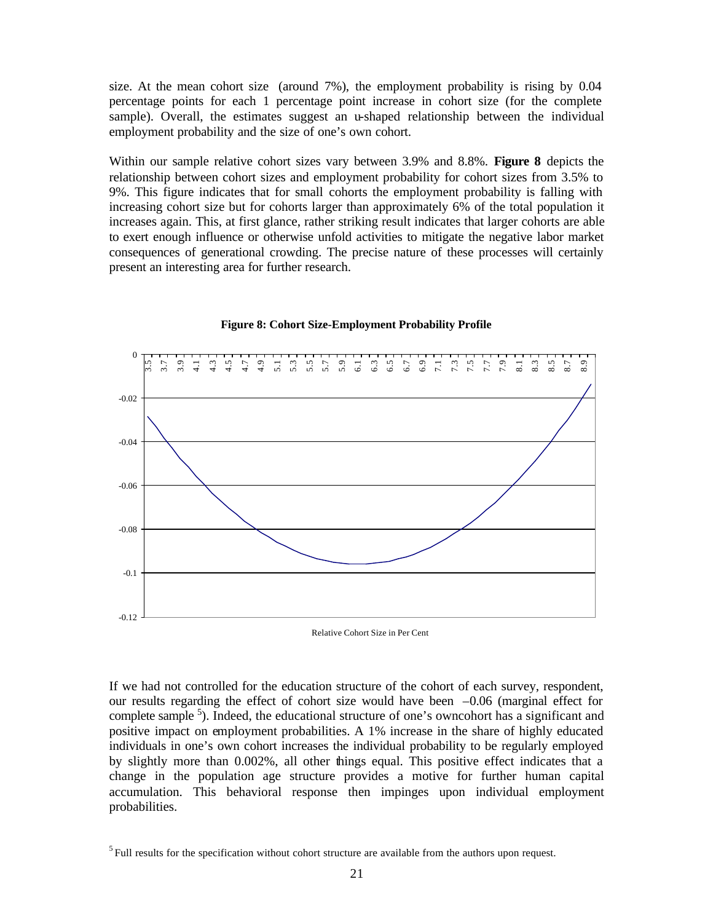size. At the mean cohort size (around 7%), the employment probability is rising by 0.04 percentage points for each 1 percentage point increase in cohort size (for the complete sample). Overall, the estimates suggest an u-shaped relationship between the individual employment probability and the size of one's own cohort.

Within our sample relative cohort sizes vary between 3.9% and 8.8%. **Figure 8** depicts the relationship between cohort sizes and employment probability for cohort sizes from 3.5% to 9%. This figure indicates that for small cohorts the employment probability is falling with increasing cohort size but for cohorts larger than approximately 6% of the total population it increases again. This, at first glance, rather striking result indicates that larger cohorts are able to exert enough influence or otherwise unfold activities to mitigate the negative labor market consequences of generational crowding. The precise nature of these processes will certainly present an interesting area for further research.

**Figure 8: Cohort Size-Employment Probability Profile**

Relative Cohort Size in Per Cent

If we had not controlled for the education structure of the cohort of each survey, respondent, our results regarding the effect of cohort size would have been –0.06 (marginal effect for complete sample [5]). Indeed, the educational structure of one's owncohort has a significant and positive impact on employment probabilities. A 1% increase in the share of highly educated individuals in one's own cohort increases the individual probability to be regularly employed by slightly more than 0.002%, all other things equal. This positive effect indicates that a change in the population age structure provides a motive for further human capital accumulation. This behavioral response then impinges upon individual employment probabilities.

[5] Full results for the specification without cohort structure are available from the authors upon request.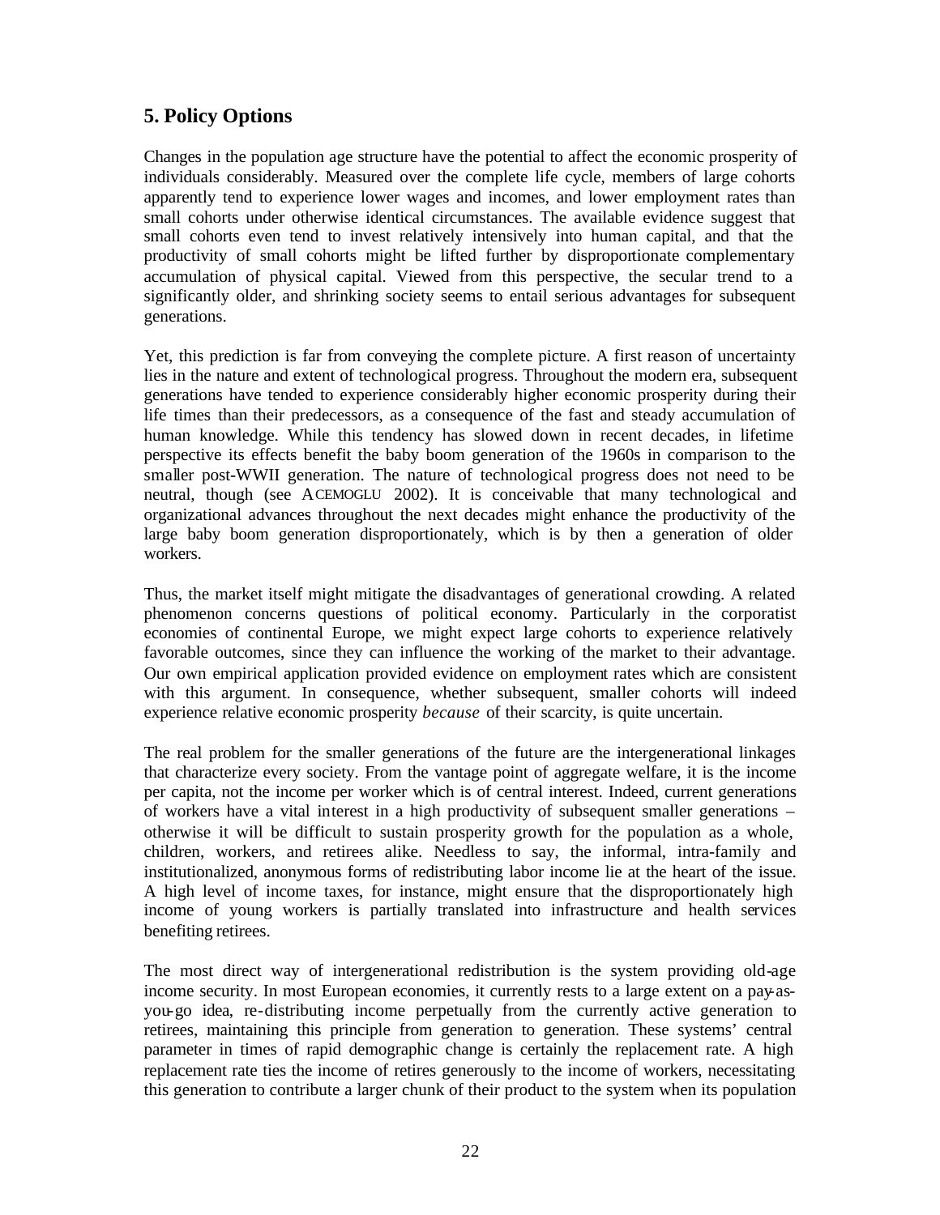## 5. Policy Options

Changes in the population age structure have the potential to affect the economic prosperity of individuals considerably. Measured over the complete life cycle, members of large cohorts apparently tend to experience lower wages and incomes, and lower employment rates than small cohorts under otherwise identical circumstances. The available evidence suggest that small cohorts even tend to invest relatively intensively into human capital, and that the productivity of small cohorts might be lifted further by disproportionate complementary accumulation of physical capital. Viewed from this perspective, the secular trend to a significantly older, and shrinking society seems to entail serious advantages for subsequent generations.

Yet, this prediction is far from conveying the complete picture. A first reason of uncertainty lies in the nature and extent of technological progress. Throughout the modern era, subsequent generations have tended to experience considerably higher economic prosperity during their life times than their predecessors, as a consequence of the fast and steady accumulation of human knowledge. While this tendency has slowed down in recent decades, in lifetime perspective its effects benefit the baby boom generation of the 1960s in comparison to the smaller post-WWII generation. The nature of technological progress does not need to be neutral, though (see ACEMOGLU 2002). It is conceivable that many technological and organizational advances throughout the next decades might enhance the productivity of the large baby boom generation disproportionately, which is by then a generation of older workers.

Thus, the market itself might mitigate the disadvantages of generational crowding. A related phenomenon concerns questions of political economy. Particularly in the corporatist economies of continental Europe, we might expect large cohorts to experience relatively favorable outcomes, since they can influence the working of the market to their advantage. Our own empirical application provided evidence on employment rates which are consistent with this argument. In consequence, whether subsequent, smaller cohorts will indeed experience relative economic prosperity *because* of their scarcity, is quite uncertain.

The real problem for the smaller generations of the future are the intergenerational linkages that characterize every society. From the vantage point of aggregate welfare, it is the income per capita, not the income per worker which is of central interest. Indeed, current generations of workers have a vital interest in a high productivity of subsequent smaller generations – otherwise it will be difficult to sustain prosperity growth for the population as a whole, children, workers, and retirees alike. Needless to say, the informal, intra-family and institutionalized, anonymous forms of redistributing labor income lie at the heart of the issue. A high level of income taxes, for instance, might ensure that the disproportionately high income of young workers is partially translated into infrastructure and health services benefiting retirees.

The most direct way of intergenerational redistribution is the system providing old-age income security. In most European economies, it currently rests to a large extent on a pay-as-you-go idea, re-distributing income perpetually from the currently active generation to retirees, maintaining this principle from generation to generation. These systems' central parameter in times of rapid demographic change is certainly the replacement rate. A high replacement rate ties the income of retires generously to the income of workers, necessitating this generation to contribute a larger chunk of their product to the system when its population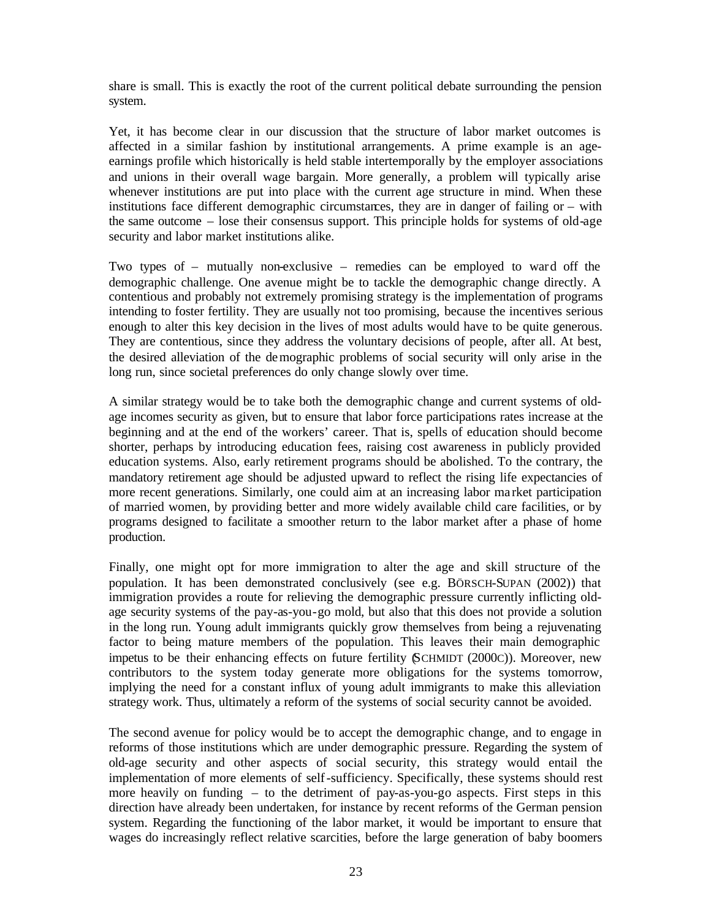share is small. This is exactly the root of the current political debate surrounding the pension system.

Yet, it has become clear in our discussion that the structure of labor market outcomes is affected in a similar fashion by institutional arrangements. A prime example is an age-earnings profile which historically is held stable intertemporally by the employer associations and unions in their overall wage bargain. More generally, a problem will typically arise whenever institutions are put into place with the current age structure in mind. When these institutions face different demographic circumstances, they are in danger of failing or – with the same outcome – lose their consensus support. This principle holds for systems of old-age security and labor market institutions alike.

Two types of – mutually non-exclusive – remedies can be employed to ward off the demographic challenge. One avenue might be to tackle the demographic change directly. A contentious and probably not extremely promising strategy is the implementation of programs intending to foster fertility. They are usually not too promising, because the incentives serious enough to alter this key decision in the lives of most adults would have to be quite generous. They are contentious, since they address the voluntary decisions of people, after all. At best, the desired alleviation of the demographic problems of social security will only arise in the long run, since societal preferences do only change slowly over time.

A similar strategy would be to take both the demographic change and current systems of old-age incomes security as given, but to ensure that labor force participations rates increase at the beginning and at the end of the workers' career. That is, spells of education should become shorter, perhaps by introducing education fees, raising cost awareness in publicly provided education systems. Also, early retirement programs should be abolished. To the contrary, the mandatory retirement age should be adjusted upward to reflect the rising life expectancies of more recent generations. Similarly, one could aim at an increasing labor market participation of married women, by providing better and more widely available child care facilities, or by programs designed to facilitate a smoother return to the labor market after a phase of home production.

Finally, one might opt for more immigration to alter the age and skill structure of the population. It has been demonstrated conclusively (see e.g. BÖRSCH-SUPAN (2002)) that immigration provides a route for relieving the demographic pressure currently inflicting old-age security systems of the pay-as-you-go mold, but also that this does not provide a solution in the long run. Young adult immigrants quickly grow themselves from being a rejuvenating factor to being mature members of the population. This leaves their main demographic impetus to be their enhancing effects on future fertility (SCHMIDT (2000C)). Moreover, new contributors to the system today generate more obligations for the systems tomorrow, implying the need for a constant influx of young adult immigrants to make this alleviation strategy work. Thus, ultimately a reform of the systems of social security cannot be avoided.

The second avenue for policy would be to accept the demographic change, and to engage in reforms of those institutions which are under demographic pressure. Regarding the system of old-age security and other aspects of social security, this strategy would entail the implementation of more elements of self-sufficiency. Specifically, these systems should rest more heavily on funding – to the detriment of pay-as-you-go aspects. First steps in this direction have already been undertaken, for instance by recent reforms of the German pension system. Regarding the functioning of the labor market, it would be important to ensure that wages do increasingly reflect relative scarcities, before the large generation of baby boomers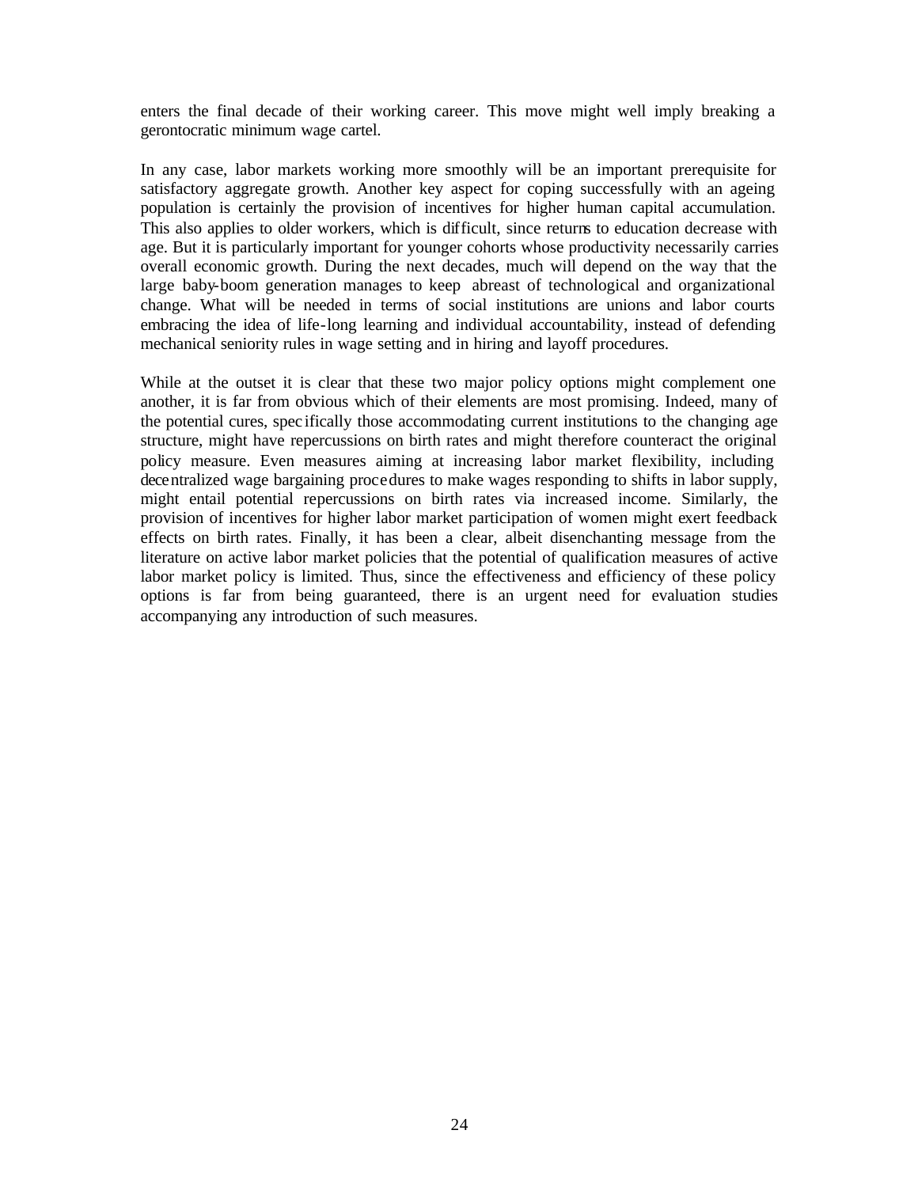enters the final decade of their working career. This move might well imply breaking a gerontocratic minimum wage cartel.

In any case, labor markets working more smoothly will be an important prerequisite for satisfactory aggregate growth. Another key aspect for coping successfully with an ageing population is certainly the provision of incentives for higher human capital accumulation. This also applies to older workers, which is difficult, since returns to education decrease with age. But it is particularly important for younger cohorts whose productivity necessarily carries overall economic growth. During the next decades, much will depend on the way that the large baby-boom generation manages to keep abreast of technological and organizational change. What will be needed in terms of social institutions are unions and labor courts embracing the idea of life-long learning and individual accountability, instead of defending mechanical seniority rules in wage setting and in hiring and layoff procedures.

While at the outset it is clear that these two major policy options might complement one another, it is far from obvious which of their elements are most promising. Indeed, many of the potential cures, specifically those accommodating current institutions to the changing age structure, might have repercussions on birth rates and might therefore counteract the original policy measure. Even measures aiming at increasing labor market flexibility, including decentralized wage bargaining procedures to make wages responding to shifts in labor supply, might entail potential repercussions on birth rates via increased income. Similarly, the provision of incentives for higher labor market participation of women might exert feedback effects on birth rates. Finally, it has been a clear, albeit disenchanting message from the literature on active labor market policies that the potential of qualification measures of active labor market policy is limited. Thus, since the effectiveness and efficiency of these policy options is far from being guaranteed, there is an urgent need for evaluation studies accompanying any introduction of such measures.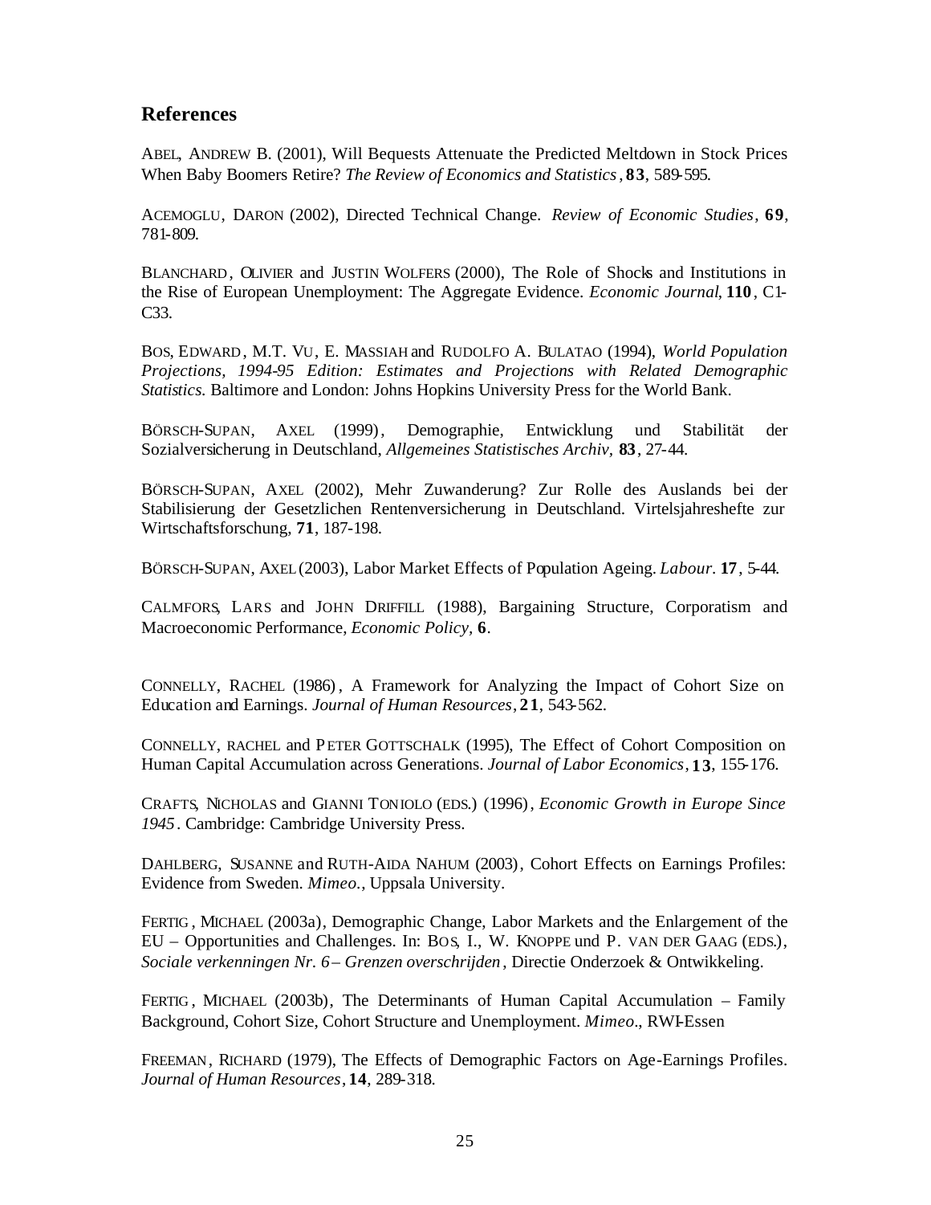## References

ABEL, ANDREW B. (2001), Will Bequests Attenuate the Predicted Meltdown in Stock Prices When Baby Boomers Retire? *The Review of Economics and Statistics*, **83**, 589-595.

ACEMOGLU, DARON (2002), Directed Technical Change. *Review of Economic Studies*, **69**, 781-809.

BLANCHARD, OLIVIER and JUSTIN WOLFERS (2000), The Role of Shocks and Institutions in the Rise of European Unemployment: The Aggregate Evidence. *Economic Journal*, **110**, C1-C33.

BOS, EDWARD, M.T. VU, E. MASSIAH and RUDOLFO A. BULATAO (1994), *World Population Projections, 1994-95 Edition: Estimates and Projections with Related Demographic Statistics*. Baltimore and London: Johns Hopkins University Press for the World Bank.

BÖRSCH-SUPAN, AXEL (1999), Demographie, Entwicklung und Stabilität der Sozialversicherung in Deutschland, *Allgemeines Statistisches Archiv*, **83**, 27-44.

BÖRSCH-SUPAN, AXEL (2002), Mehr Zuwanderung? Zur Rolle des Auslands bei der Stabilisierung der Gesetzlichen Rentenversicherung in Deutschland. Virtelsjahreshefte zur Wirtschaftsforschung, **71**, 187-198.

BÖRSCH-SUPAN, AXEL (2003), Labor Market Effects of Population Ageing. *Labour*. **17**, 5-44.

CALMFORS, LARS and JOHN DRIFFILL (1988), Bargaining Structure, Corporatism and Macroeconomic Performance, *Economic Policy*, **6**.

CONNELLY, RACHEL (1986), A Framework for Analyzing the Impact of Cohort Size on Education and Earnings. *Journal of Human Resources*, **21**, 543-562.

CONNELLY, RACHEL and PETER GOTTSCHALK (1995), The Effect of Cohort Composition on Human Capital Accumulation across Generations. *Journal of Labor Economics*, **13**, 155-176.

CRAFTS, NICHOLAS and GIANNI TONIOLO (EDS.) (1996), *Economic Growth in Europe Since 1945*. Cambridge: Cambridge University Press.

DAHLBERG, SUSANNE and RUTH-AIDA NAHUM (2003), Cohort Effects on Earnings Profiles: Evidence from Sweden. *Mimeo.*, Uppsala University.

FERTIG, MICHAEL (2003a), Demographic Change, Labor Markets and the Enlargement of the EU – Opportunities and Challenges. In: BOS, I., W. KNOPPE und P. VAN DER GAAG (EDS.), *Sociale verkenningen Nr. 6 – Grenzen overschrijden*, Directie Onderzoek & Ontwikkeling.

FERTIG, MICHAEL (2003b), The Determinants of Human Capital Accumulation – Family Background, Cohort Size, Cohort Structure and Unemployment. *Mimeo*., RWI-Essen

FREEMAN, RICHARD (1979), The Effects of Demographic Factors on Age-Earnings Profiles. *Journal of Human Resources*, **14**, 289-318.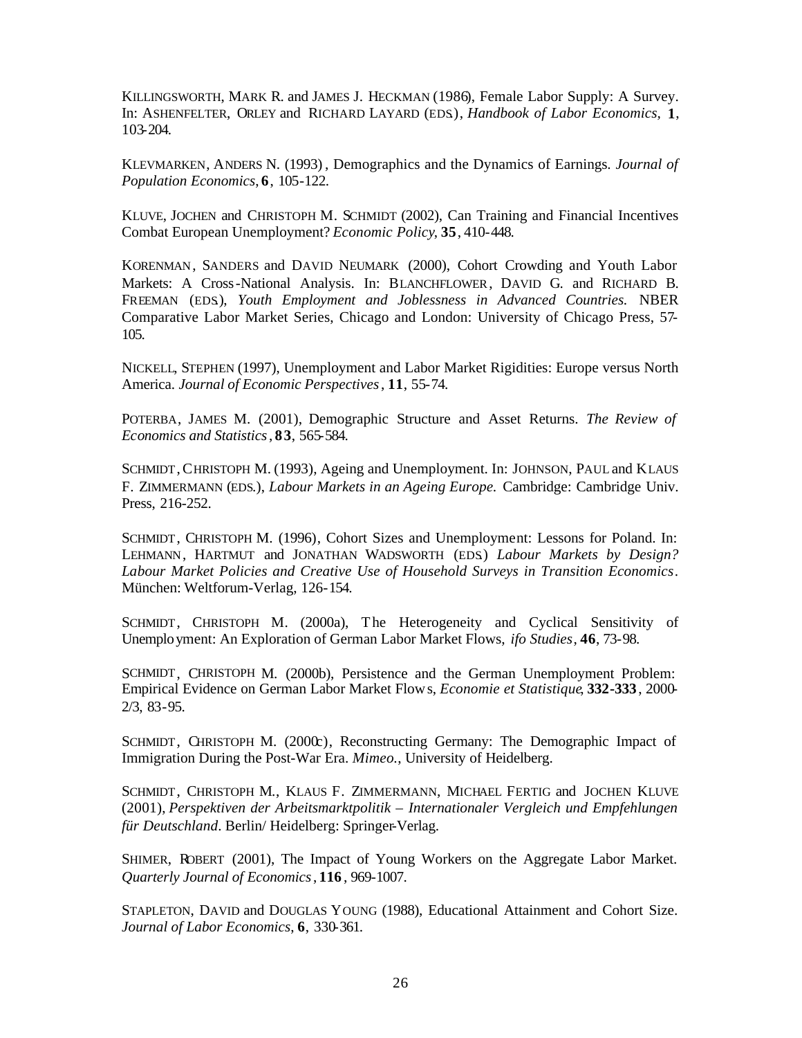KILLINGSWORTH, MARK R. and JAMES J. HECKMAN (1986), Female Labor Supply: A Survey. In: ASHENFELTER, ORLEY and RICHARD LAYARD (EDS.), *Handbook of Labor Economics*, **1**, 103-204.

KLEVMARKEN, ANDERS N. (1993), Demographics and the Dynamics of Earnings. *Journal of Population Economics*, **6**, 105-122.

KLUVE, JOCHEN and CHRISTOPH M. SCHMIDT (2002), Can Training and Financial Incentives Combat European Unemployment? *Economic Policy*, **35**, 410-448.

KORENMAN, SANDERS and DAVID NEUMARK (2000), Cohort Crowding and Youth Labor Markets: A Cross-National Analysis. In: BLANCHFLOWER, DAVID G. and RICHARD B. FREEMAN (EDS.), *Youth Employment and Joblessness in Advanced Countries.* NBER Comparative Labor Market Series, Chicago and London: University of Chicago Press, 57-105.

NICKELL, STEPHEN (1997), Unemployment and Labor Market Rigidities: Europe versus North America. *Journal of Economic Perspectives*, **11**, 55-74.

POTERBA, JAMES M. (2001), Demographic Structure and Asset Returns. *The Review of Economics and Statistics*, **83**, 565-584.

SCHMIDT, CHRISTOPH M. (1993), Ageing and Unemployment. In: JOHNSON, PAUL and KLAUS F. ZIMMERMANN (EDS.), *Labour Markets in an Ageing Europe.* Cambridge: Cambridge Univ. Press, 216-252.

SCHMIDT, CHRISTOPH M. (1996), Cohort Sizes and Unemployment: Lessons for Poland. In: LEHMANN, HARTMUT and JONATHAN WADSWORTH (EDS.) *Labour Markets by Design? Labour Market Policies and Creative Use of Household Surveys in Transition Economics*. München: Weltforum-Verlag, 126-154.

SCHMIDT, CHRISTOPH M. (2000a), The Heterogeneity and Cyclical Sensitivity of Unemployment: An Exploration of German Labor Market Flows, *ifo Studies*, **46**, 73-98.

SCHMIDT, CHRISTOPH M. (2000b), Persistence and the German Unemployment Problem: Empirical Evidence on German Labor Market Flows, *Economie et Statistique*, **332-333**, 2000-2/3, 83-95.

SCHMIDT, CHRISTOPH M. (2000c), Reconstructing Germany: The Demographic Impact of Immigration During the Post-War Era. *Mimeo.*, University of Heidelberg.

SCHMIDT, CHRISTOPH M., KLAUS F. ZIMMERMANN, MICHAEL FERTIG and JOCHEN KLUVE (2001), *Perspektiven der Arbeitsmarktpolitik – Internationaler Vergleich und Empfehlungen für Deutschland*. Berlin/ Heidelberg: Springer-Verlag.

SHIMER, ROBERT (2001), The Impact of Young Workers on the Aggregate Labor Market. *Quarterly Journal of Economics*, **116**, 969-1007.

STAPLETON, DAVID and DOUGLAS YOUNG (1988), Educational Attainment and Cohort Size. *Journal of Labor Economics*, **6**, 330-361.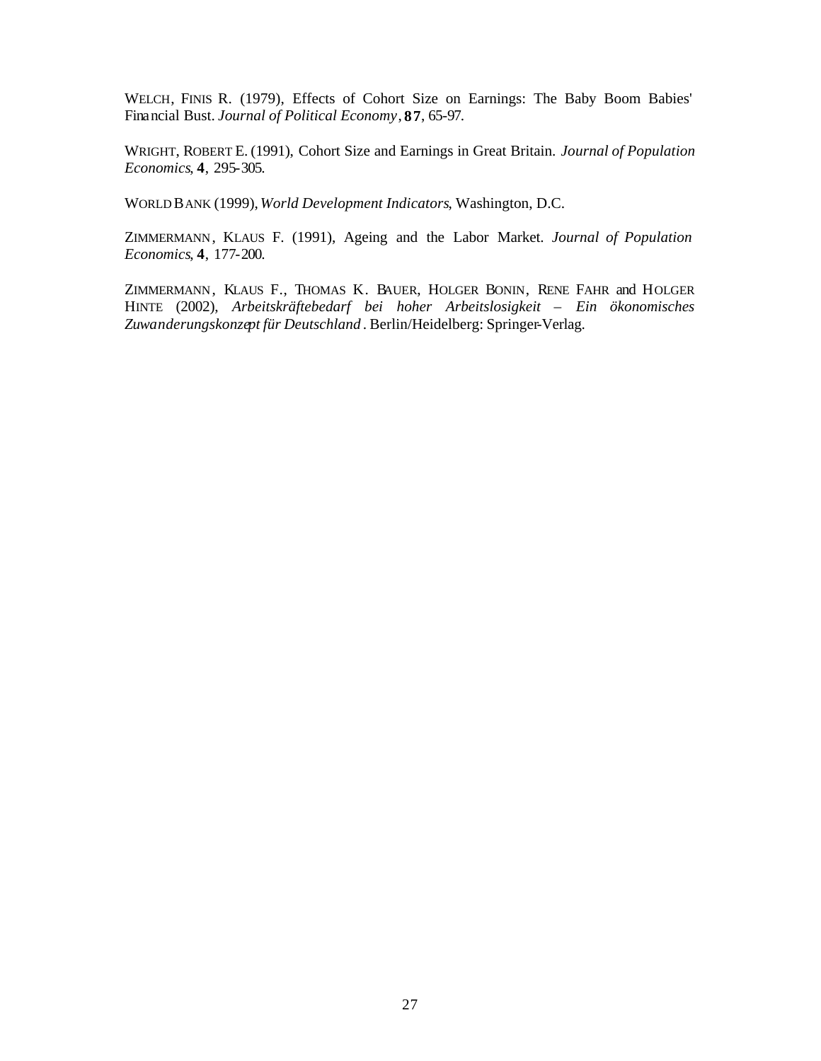WELCH, FINIS R. (1979), Effects of Cohort Size on Earnings: The Baby Boom Babies' Financial Bust. *Journal of Political Economy*, **87**, 65-97.

WRIGHT, ROBERT E. (1991), Cohort Size and Earnings in Great Britain. *Journal of Population Economics*, **4**, 295-305.

WORLD BANK (1999), *World Development Indicators*, Washington, D.C.

ZIMMERMANN, KLAUS F. (1991), Ageing and the Labor Market. *Journal of Population Economics*, **4**, 177-200.

ZIMMERMANN, KLAUS F., THOMAS K. BAUER, HOLGER BONIN, RENE FAHR and HOLGER HINTE (2002), *Arbeitskräftebedarf bei hoher Arbeitslosigkeit – Ein ökonomisches Zuwanderungskonzept für Deutschland*. Berlin/Heidelberg: Springer-Verlag.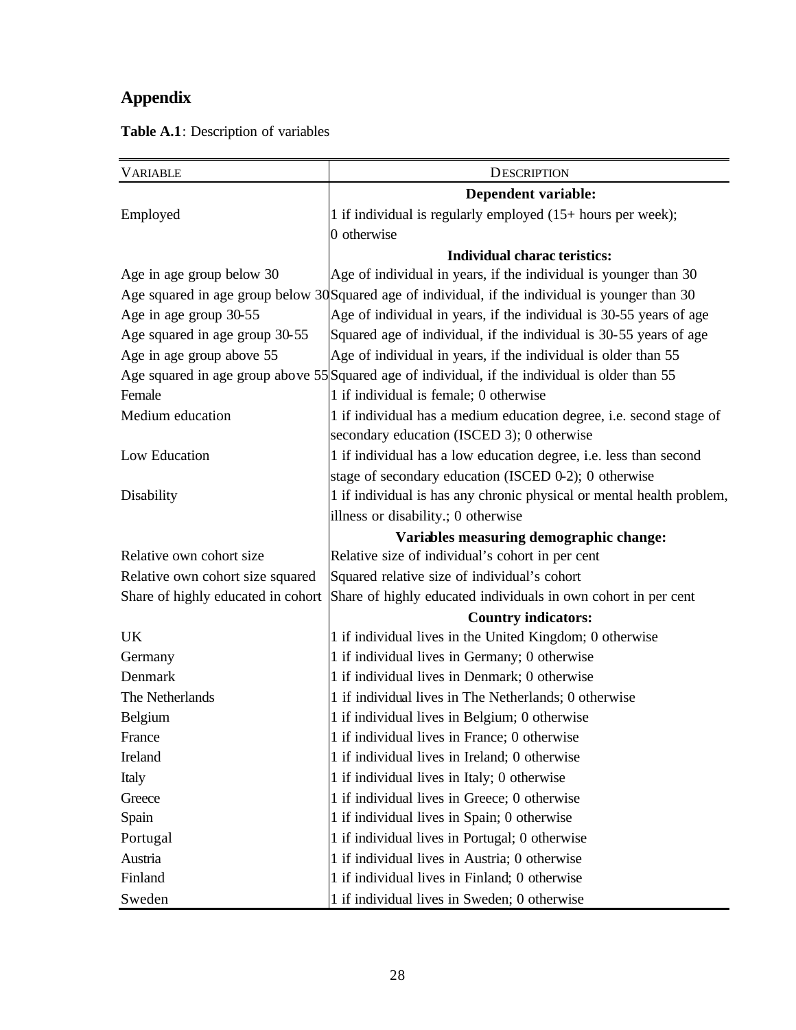## Appendix

**Table A.1**: Description of variables

| VARIABLE | DESCRIPTION |
|---|---|
| | **Dependent variable:** |
| Employed | 1 if individual is regularly employed (15+ hours per week); 0 otherwise |
| | **Individual characteristics:** |
| Age in age group below 30 | Age of individual in years, if the individual is younger than 30 |
| Age squared in age group below 30 | Squared age of individual, if the individual is younger than 30 |
| Age in age group 30-55 | Age of individual in years, if the individual is 30-55 years of age |
| Age squared in age group 30-55 | Squared age of individual, if the individual is 30-55 years of age |
| Age in age group above 55 | Age of individual in years, if the individual is older than 55 |
| Age squared in age group above 55 | Squared age of individual, if the individual is older than 55 |
| Female | 1 if individual is female; 0 otherwise |
| Medium education | 1 if individual has a medium education degree, i.e. second stage of secondary education (ISCED 3); 0 otherwise |
| Low Education | 1 if individual has a low education degree, i.e. less than second stage of secondary education (ISCED 0-2); 0 otherwise |
| Disability | 1 if individual is has any chronic physical or mental health problem, illness or disability.; 0 otherwise |
| | **Variables measuring demographic change:** |
| Relative own cohort size | Relative size of individual's cohort in per cent |
| Relative own cohort size squared | Squared relative size of individual's cohort |
| Share of highly educated in cohort | Share of highly educated individuals in own cohort in per cent |
| | **Country indicators:** |
| UK | 1 if individual lives in the United Kingdom; 0 otherwise |
| Germany | 1 if individual lives in Germany; 0 otherwise |
| Denmark | 1 if individual lives in Denmark; 0 otherwise |
| The Netherlands | 1 if individual lives in The Netherlands; 0 otherwise |
| Belgium | 1 if individual lives in Belgium; 0 otherwise |
| France | 1 if individual lives in France; 0 otherwise |
| Ireland | 1 if individual lives in Ireland; 0 otherwise |
| Italy | 1 if individual lives in Italy; 0 otherwise |
| Greece | 1 if individual lives in Greece; 0 otherwise |
| Spain | 1 if individual lives in Spain; 0 otherwise |
| Portugal | 1 if individual lives in Portugal; 0 otherwise |
| Austria | 1 if individual lives in Austria; 0 otherwise |
| Finland | 1 if individual lives in Finland; 0 otherwise |
| Sweden | 1 if individual lives in Sweden; 0 otherwise |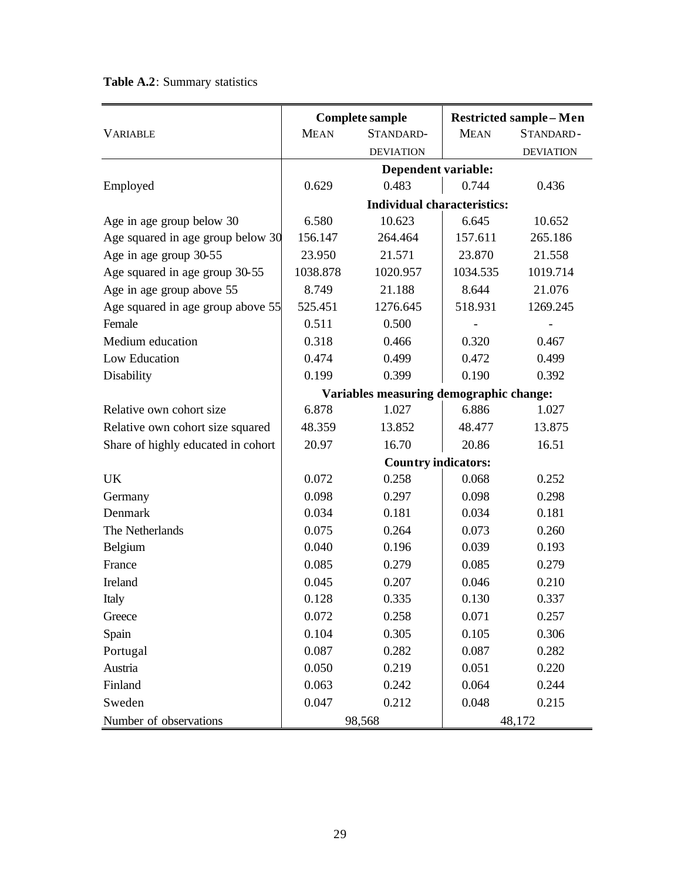**Table A.2**: Summary statistics

| Variable | Complete sample | | Restricted sample – Men | |
|---|---|---|---|---|
| | Mean | Standard-deviation | Mean | Standard-deviation |
| | **Dependent variable:** | | | |
| Employed | 0.629 | 0.483 | 0.744 | 0.436 |
| | **Individual characteristics:** | | | |
| Age in age group below 30 | 6.580 | 10.623 | 6.645 | 10.652 |
| Age squared in age group below 30 | 156.147 | 264.464 | 157.611 | 265.186 |
| Age in age group 30-55 | 23.950 | 21.571 | 23.870 | 21.558 |
| Age squared in age group 30-55 | 1038.878 | 1020.957 | 1034.535 | 1019.714 |
| Age in age group above 55 | 8.749 | 21.188 | 8.644 | 21.076 |
| Age squared in age group above 55 | 525.451 | 1276.645 | 518.931 | 1269.245 |
| Female | 0.511 | 0.500 | - | - |
| Medium education | 0.318 | 0.466 | 0.320 | 0.467 |
| Low Education | 0.474 | 0.499 | 0.472 | 0.499 |
| Disability | 0.199 | 0.399 | 0.190 | 0.392 |
| | **Variables measuring demographic change:** | | | |
| Relative own cohort size | 6.878 | 1.027 | 6.886 | 1.027 |
| Relative own cohort size squared | 48.359 | 13.852 | 48.477 | 13.875 |
| Share of highly educated in cohort | 20.97 | 16.70 | 20.86 | 16.51 |
| | **Country indicators:** | | | |
| UK | 0.072 | 0.258 | 0.068 | 0.252 |
| Germany | 0.098 | 0.297 | 0.098 | 0.298 |
| Denmark | 0.034 | 0.181 | 0.034 | 0.181 |
| The Netherlands | 0.075 | 0.264 | 0.073 | 0.260 |
| Belgium | 0.040 | 0.196 | 0.039 | 0.193 |
| France | 0.085 | 0.279 | 0.085 | 0.279 |
| Ireland | 0.045 | 0.207 | 0.046 | 0.210 |
| Italy | 0.128 | 0.335 | 0.130 | 0.337 |
| Greece | 0.072 | 0.258 | 0.071 | 0.257 |
| Spain | 0.104 | 0.305 | 0.105 | 0.306 |
| Portugal | 0.087 | 0.282 | 0.087 | 0.282 |
| Austria | 0.050 | 0.219 | 0.051 | 0.220 |
| Finland | 0.063 | 0.242 | 0.064 | 0.244 |
| Sweden | 0.047 | 0.212 | 0.048 | 0.215 |
| Number of observations | 98,568 | | 48,172 | |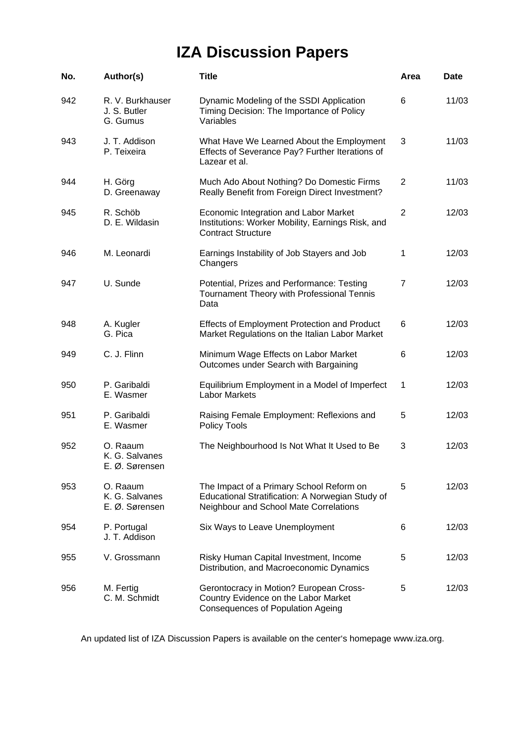# IZA Discussion Papers

| No. | Author(s) | Title | Area | Date |
|---|---|---|---|---|
| 942 | R. V. Burkhauser<br>J. S. Butler<br>G. Gumus | Dynamic Modeling of the SSDI Application Timing Decision: The Importance of Policy Variables | 6 | 11/03 |
| 943 | J. T. Addison<br>P. Teixeira | What Have We Learned About the Employment Effects of Severance Pay? Further Iterations of Lazear et al. | 3 | 11/03 |
| 944 | H. Görg<br>D. Greenaway | Much Ado About Nothing? Do Domestic Firms Really Benefit from Foreign Direct Investment? | 2 | 11/03 |
| 945 | R. Schöb<br>D. E. Wildasin | Economic Integration and Labor Market Institutions: Worker Mobility, Earnings Risk, and Contract Structure | 2 | 12/03 |
| 946 | M. Leonardi | Earnings Instability of Job Stayers and Job Changers | 1 | 12/03 |
| 947 | U. Sunde | Potential, Prizes and Performance: Testing Tournament Theory with Professional Tennis Data | 7 | 12/03 |
| 948 | A. Kugler<br>G. Pica | Effects of Employment Protection and Product Market Regulations on the Italian Labor Market | 6 | 12/03 |
| 949 | C. J. Flinn | Minimum Wage Effects on Labor Market Outcomes under Search with Bargaining | 6 | 12/03 |
| 950 | P. Garibaldi<br>E. Wasmer | Equilibrium Employment in a Model of Imperfect Labor Markets | 1 | 12/03 |
| 951 | P. Garibaldi<br>E. Wasmer | Raising Female Employment: Reflexions and Policy Tools | 5 | 12/03 |
| 952 | O. Raaum<br>K. G. Salvanes<br>E. Ø. Sørensen | The Neighbourhood Is Not What It Used to Be | 3 | 12/03 |
| 953 | O. Raaum<br>K. G. Salvanes<br>E. Ø. Sørensen | The Impact of a Primary School Reform on Educational Stratification: A Norwegian Study of Neighbour and School Mate Correlations | 5 | 12/03 |
| 954 | P. Portugal<br>J. T. Addison | Six Ways to Leave Unemployment | 6 | 12/03 |
| 955 | V. Grossmann | Risky Human Capital Investment, Income Distribution, and Macroeconomic Dynamics | 5 | 12/03 |
| 956 | M. Fertig<br>C. M. Schmidt | Gerontocracy in Motion? European Cross-Country Evidence on the Labor Market Consequences of Population Ageing | 5 | 12/03 |

An updated list of IZA Discussion Papers is available on the center's homepage www.iza.org.